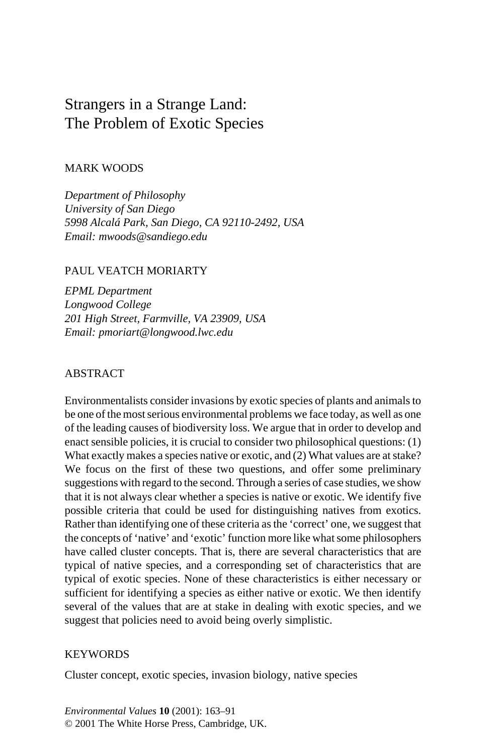# Strangers in a Strange Land: The Problem of Exotic Species

MARK WOODS

*Department of Philosophy*
*University of San Diego*
*5998 Alcalá Park, San Diego, CA 92110-2492, USA*
*Email: mwoods@sandiego.edu*

PAUL VEATCH MORIARTY

*EPML Department*
*Longwood College*
*201 High Street, Farmville, VA 23909, USA*
*Email: pmoriart@longwood.lwc.edu*

## ABSTRACT

Environmentalists consider invasions by exotic species of plants and animals to be one of the most serious environmental problems we face today, as well as one of the leading causes of biodiversity loss. We argue that in order to develop and enact sensible policies, it is crucial to consider two philosophical questions: (1) What exactly makes a species native or exotic, and (2) What values are at stake? We focus on the first of these two questions, and offer some preliminary suggestions with regard to the second. Through a series of case studies, we show that it is not always clear whether a species is native or exotic. We identify five possible criteria that could be used for distinguishing natives from exotics. Rather than identifying one of these criteria as the 'correct' one, we suggest that the concepts of 'native' and 'exotic' function more like what some philosophers have called cluster concepts. That is, there are several characteristics that are typical of native species, and a corresponding set of characteristics that are typical of exotic species. None of these characteristics is either necessary or sufficient for identifying a species as either native or exotic. We then identify several of the values that are at stake in dealing with exotic species, and we suggest that policies need to avoid being overly simplistic.

## KEYWORDS

Cluster concept, exotic species, invasion biology, native species

*Environmental Values* **10** (2001): 163–91
© 2001 The White Horse Press, Cambridge, UK.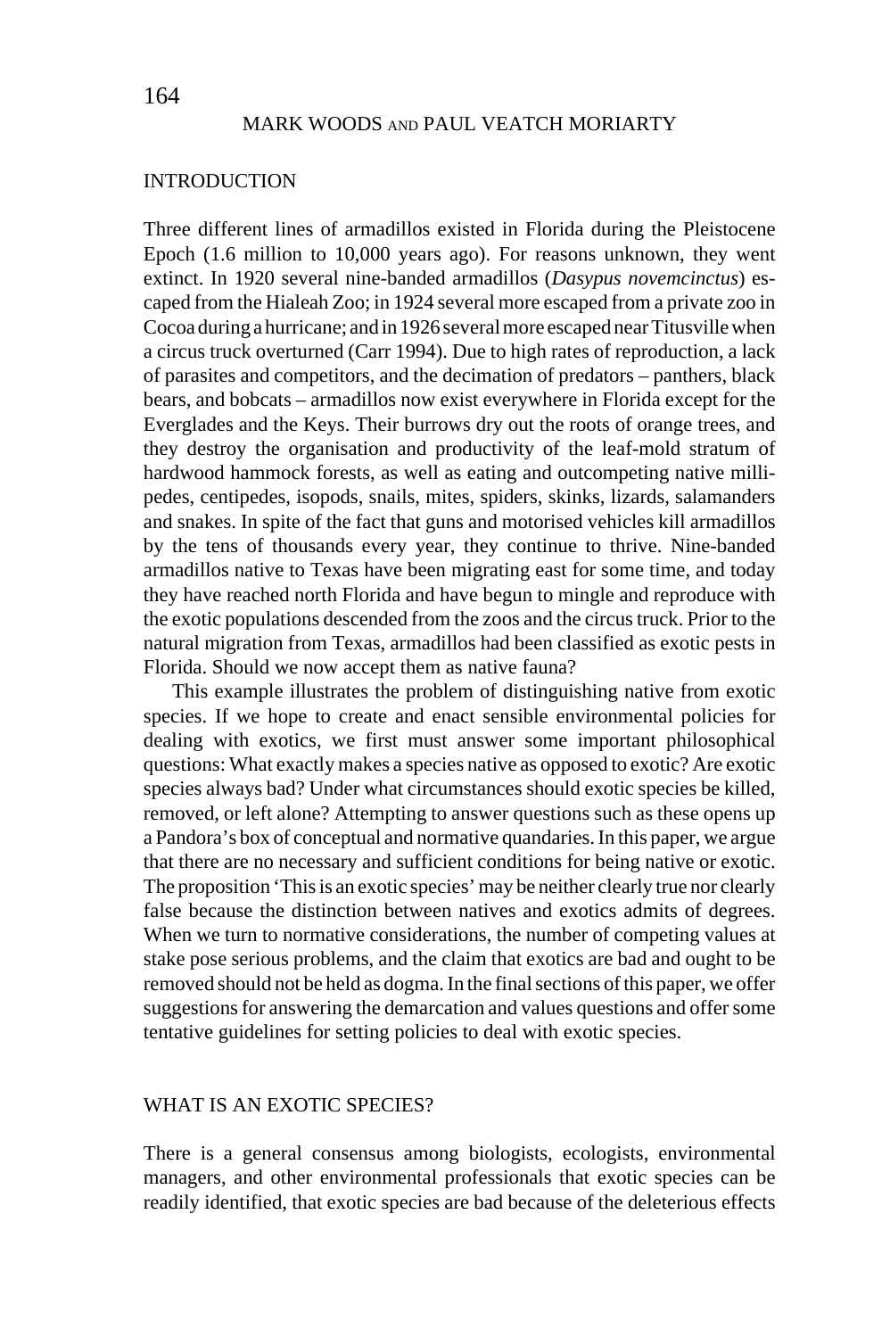## INTRODUCTION

Three different lines of armadillos existed in Florida during the Pleistocene Epoch (1.6 million to 10,000 years ago). For reasons unknown, they went extinct. In 1920 several nine-banded armadillos (*Dasypus novemcinctus*) escaped from the Hialeah Zoo; in 1924 several more escaped from a private zoo in Cocoa during a hurricane; and in 1926 several more escaped near Titusville when a circus truck overturned (Carr 1994). Due to high rates of reproduction, a lack of parasites and competitors, and the decimation of predators – panthers, black bears, and bobcats – armadillos now exist everywhere in Florida except for the Everglades and the Keys. Their burrows dry out the roots of orange trees, and they destroy the organisation and productivity of the leaf-mold stratum of hardwood hammock forests, as well as eating and outcompeting native millipedes, centipedes, isopods, snails, mites, spiders, skinks, lizards, salamanders and snakes. In spite of the fact that guns and motorised vehicles kill armadillos by the tens of thousands every year, they continue to thrive. Nine-banded armadillos native to Texas have been migrating east for some time, and today they have reached north Florida and have begun to mingle and reproduce with the exotic populations descended from the zoos and the circus truck. Prior to the natural migration from Texas, armadillos had been classified as exotic pests in Florida. Should we now accept them as native fauna?

This example illustrates the problem of distinguishing native from exotic species. If we hope to create and enact sensible environmental policies for dealing with exotics, we first must answer some important philosophical questions: What exactly makes a species native as opposed to exotic? Are exotic species always bad? Under what circumstances should exotic species be killed, removed, or left alone? Attempting to answer questions such as these opens up a Pandora's box of conceptual and normative quandaries. In this paper, we argue that there are no necessary and sufficient conditions for being native or exotic. The proposition 'This is an exotic species' may be neither clearly true nor clearly false because the distinction between natives and exotics admits of degrees. When we turn to normative considerations, the number of competing values at stake pose serious problems, and the claim that exotics are bad and ought to be removed should not be held as dogma. In the final sections of this paper, we offer suggestions for answering the demarcation and values questions and offer some tentative guidelines for setting policies to deal with exotic species.

## WHAT IS AN EXOTIC SPECIES?

There is a general consensus among biologists, ecologists, environmental managers, and other environmental professionals that exotic species can be readily identified, that exotic species are bad because of the deleterious effects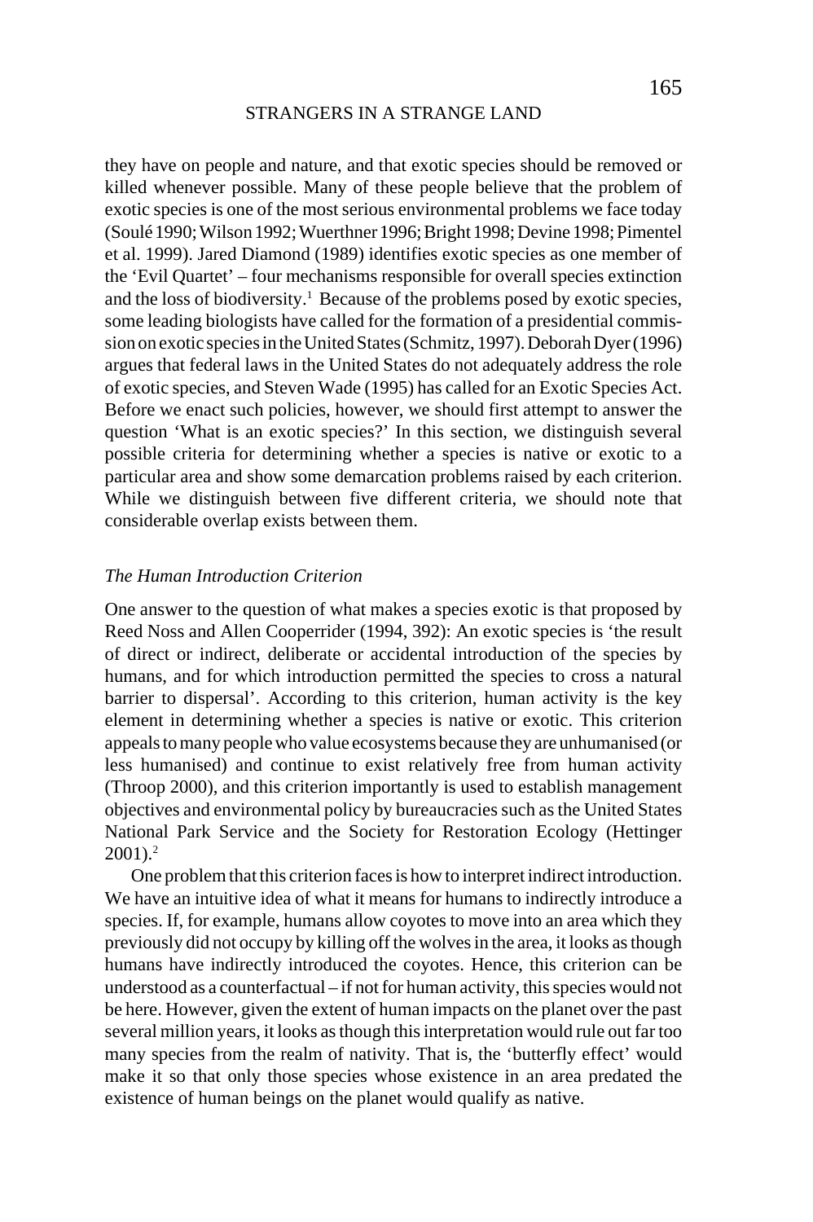they have on people and nature, and that exotic species should be removed or killed whenever possible. Many of these people believe that the problem of exotic species is one of the most serious environmental problems we face today (Soulé 1990; Wilson 1992; Wuerthner 1996; Bright 1998; Devine 1998; Pimentel et al. 1999). Jared Diamond (1989) identifies exotic species as one member of the 'Evil Quartet' – four mechanisms responsible for overall species extinction and the loss of biodiversity.[1] Because of the problems posed by exotic species, some leading biologists have called for the formation of a presidential commission on exotic species in the United States (Schmitz, 1997). Deborah Dyer (1996) argues that federal laws in the United States do not adequately address the role of exotic species, and Steven Wade (1995) has called for an Exotic Species Act. Before we enact such policies, however, we should first attempt to answer the question 'What is an exotic species?' In this section, we distinguish several possible criteria for determining whether a species is native or exotic to a particular area and show some demarcation problems raised by each criterion. While we distinguish between five different criteria, we should note that considerable overlap exists between them.

### *The Human Introduction Criterion*

One answer to the question of what makes a species exotic is that proposed by Reed Noss and Allen Cooperrider (1994, 392): An exotic species is 'the result of direct or indirect, deliberate or accidental introduction of the species by humans, and for which introduction permitted the species to cross a natural barrier to dispersal'. According to this criterion, human activity is the key element in determining whether a species is native or exotic. This criterion appeals to many people who value ecosystems because they are unhumanised (or less humanised) and continue to exist relatively free from human activity (Throop 2000), and this criterion importantly is used to establish management objectives and environmental policy by bureaucracies such as the United States National Park Service and the Society for Restoration Ecology (Hettinger 2001).[2]

One problem that this criterion faces is how to interpret indirect introduction. We have an intuitive idea of what it means for humans to indirectly introduce a species. If, for example, humans allow coyotes to move into an area which they previously did not occupy by killing off the wolves in the area, it looks as though humans have indirectly introduced the coyotes. Hence, this criterion can be understood as a counterfactual – if not for human activity, this species would not be here. However, given the extent of human impacts on the planet over the past several million years, it looks as though this interpretation would rule out far too many species from the realm of nativity. That is, the 'butterfly effect' would make it so that only those species whose existence in an area predated the existence of human beings on the planet would qualify as native.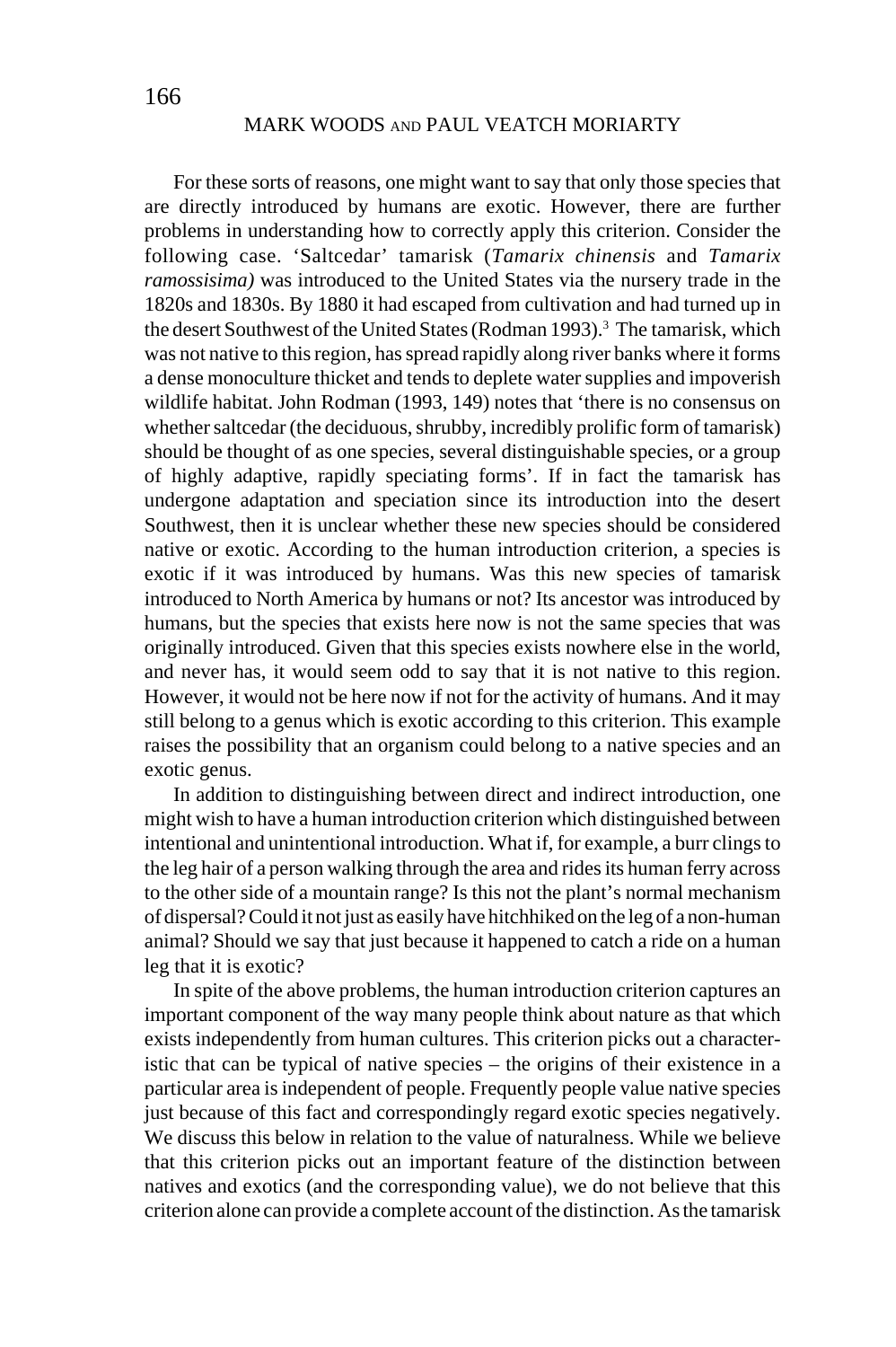For these sorts of reasons, one might want to say that only those species that are directly introduced by humans are exotic. However, there are further problems in understanding how to correctly apply this criterion. Consider the following case. 'Saltcedar' tamarisk (*Tamarix chinensis* and *Tamarix ramossisima)* was introduced to the United States via the nursery trade in the 1820s and 1830s. By 1880 it had escaped from cultivation and had turned up in the desert Southwest of the United States (Rodman 1993).[3] The tamarisk, which was not native to this region, has spread rapidly along river banks where it forms a dense monoculture thicket and tends to deplete water supplies and impoverish wildlife habitat. John Rodman (1993, 149) notes that 'there is no consensus on whether saltcedar (the deciduous, shrubby, incredibly prolific form of tamarisk) should be thought of as one species, several distinguishable species, or a group of highly adaptive, rapidly speciating forms'. If in fact the tamarisk has undergone adaptation and speciation since its introduction into the desert Southwest, then it is unclear whether these new species should be considered native or exotic. According to the human introduction criterion, a species is exotic if it was introduced by humans. Was this new species of tamarisk introduced to North America by humans or not? Its ancestor was introduced by humans, but the species that exists here now is not the same species that was originally introduced. Given that this species exists nowhere else in the world, and never has, it would seem odd to say that it is not native to this region. However, it would not be here now if not for the activity of humans. And it may still belong to a genus which is exotic according to this criterion. This example raises the possibility that an organism could belong to a native species and an exotic genus.

In addition to distinguishing between direct and indirect introduction, one might wish to have a human introduction criterion which distinguished between intentional and unintentional introduction. What if, for example, a burr clings to the leg hair of a person walking through the area and rides its human ferry across to the other side of a mountain range? Is this not the plant's normal mechanism of dispersal? Could it not just as easily have hitchhiked on the leg of a non-human animal? Should we say that just because it happened to catch a ride on a human leg that it is exotic?

In spite of the above problems, the human introduction criterion captures an important component of the way many people think about nature as that which exists independently from human cultures. This criterion picks out a characteristic that can be typical of native species – the origins of their existence in a particular area is independent of people. Frequently people value native species just because of this fact and correspondingly regard exotic species negatively. We discuss this below in relation to the value of naturalness. While we believe that this criterion picks out an important feature of the distinction between natives and exotics (and the corresponding value), we do not believe that this criterion alone can provide a complete account of the distinction. As the tamarisk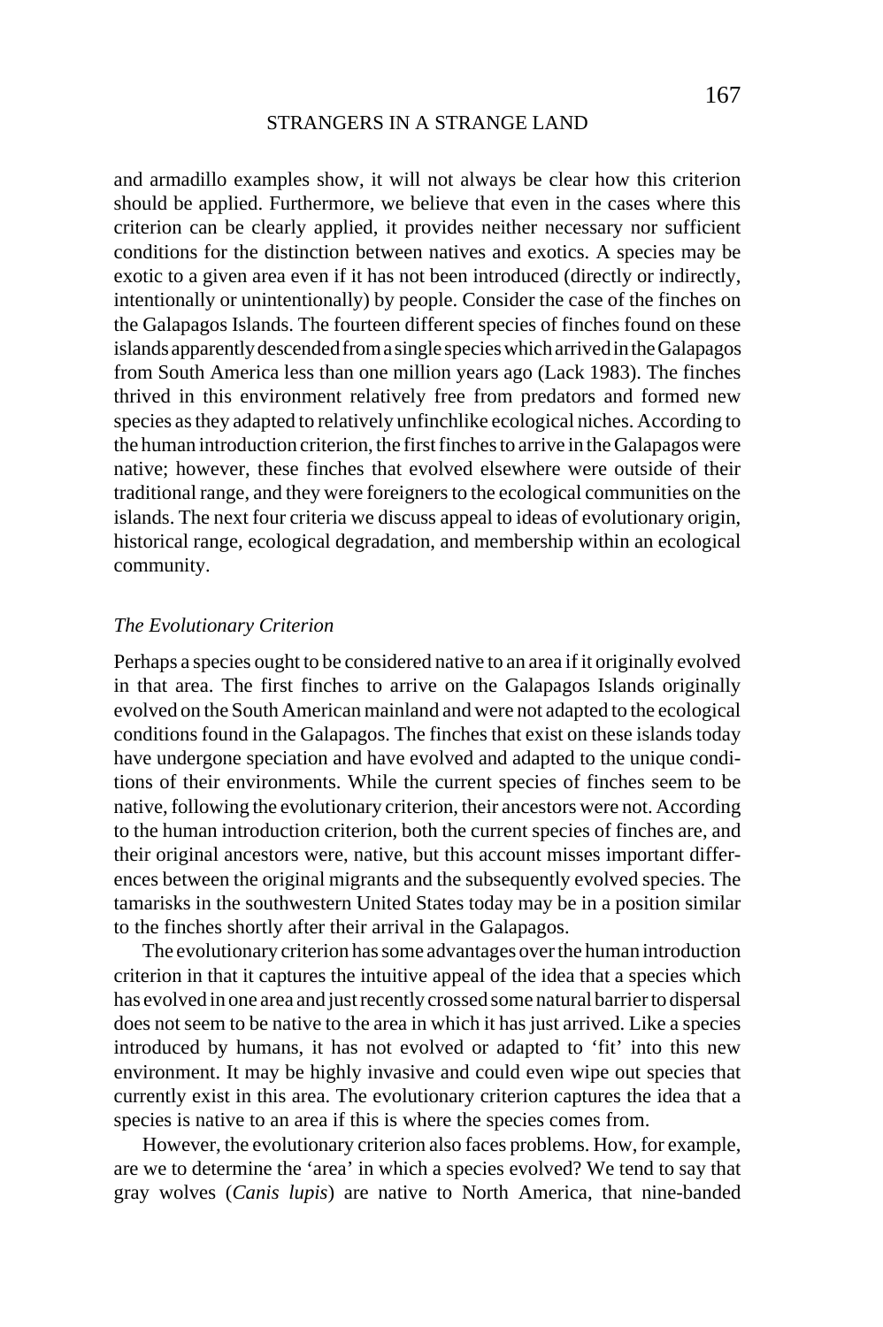and armadillo examples show, it will not always be clear how this criterion should be applied. Furthermore, we believe that even in the cases where this criterion can be clearly applied, it provides neither necessary nor sufficient conditions for the distinction between natives and exotics. A species may be exotic to a given area even if it has not been introduced (directly or indirectly, intentionally or unintentionally) by people. Consider the case of the finches on the Galapagos Islands. The fourteen different species of finches found on these islands apparently descended from a single species which arrived in the Galapagos from South America less than one million years ago (Lack 1983). The finches thrived in this environment relatively free from predators and formed new species as they adapted to relatively unfinchlike ecological niches. According to the human introduction criterion, the first finches to arrive in the Galapagos were native; however, these finches that evolved elsewhere were outside of their traditional range, and they were foreigners to the ecological communities on the islands. The next four criteria we discuss appeal to ideas of evolutionary origin, historical range, ecological degradation, and membership within an ecological community.

*The Evolutionary Criterion*

Perhaps a species ought to be considered native to an area if it originally evolved in that area. The first finches to arrive on the Galapagos Islands originally evolved on the South American mainland and were not adapted to the ecological conditions found in the Galapagos. The finches that exist on these islands today have undergone speciation and have evolved and adapted to the unique conditions of their environments. While the current species of finches seem to be native, following the evolutionary criterion, their ancestors were not. According to the human introduction criterion, both the current species of finches are, and their original ancestors were, native, but this account misses important differences between the original migrants and the subsequently evolved species. The tamarisks in the southwestern United States today may be in a position similar to the finches shortly after their arrival in the Galapagos.

The evolutionary criterion has some advantages over the human introduction criterion in that it captures the intuitive appeal of the idea that a species which has evolved in one area and just recently crossed some natural barrier to dispersal does not seem to be native to the area in which it has just arrived. Like a species introduced by humans, it has not evolved or adapted to 'fit' into this new environment. It may be highly invasive and could even wipe out species that currently exist in this area. The evolutionary criterion captures the idea that a species is native to an area if this is where the species comes from.

However, the evolutionary criterion also faces problems. How, for example, are we to determine the 'area' in which a species evolved? We tend to say that gray wolves (*Canis lupis*) are native to North America, that nine-banded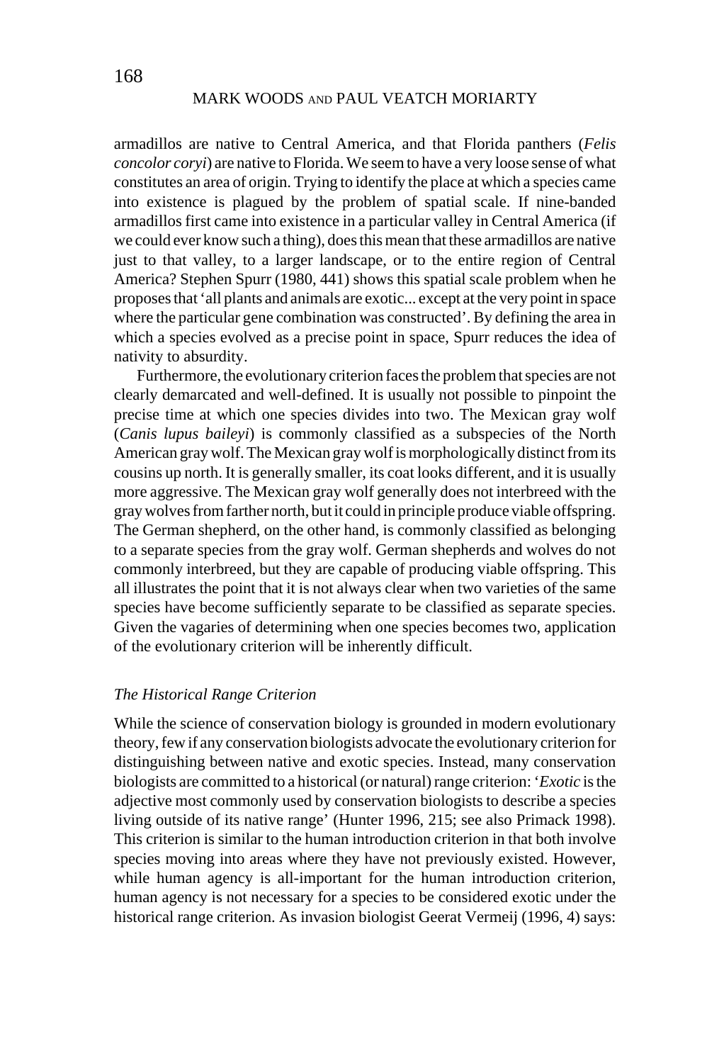armadillos are native to Central America, and that Florida panthers (*Felis concolor coryi*) are native to Florida. We seem to have a very loose sense of what constitutes an area of origin. Trying to identify the place at which a species came into existence is plagued by the problem of spatial scale. If nine-banded armadillos first came into existence in a particular valley in Central America (if we could ever know such a thing), does this mean that these armadillos are native just to that valley, to a larger landscape, or to the entire region of Central America? Stephen Spurr (1980, 441) shows this spatial scale problem when he proposes that 'all plants and animals are exotic... except at the very point in space where the particular gene combination was constructed'. By defining the area in which a species evolved as a precise point in space, Spurr reduces the idea of nativity to absurdity.

Furthermore, the evolutionary criterion faces the problem that species are not clearly demarcated and well-defined. It is usually not possible to pinpoint the precise time at which one species divides into two. The Mexican gray wolf (*Canis lupus baileyi*) is commonly classified as a subspecies of the North American gray wolf. The Mexican gray wolf is morphologically distinct from its cousins up north. It is generally smaller, its coat looks different, and it is usually more aggressive. The Mexican gray wolf generally does not interbreed with the gray wolves from farther north, but it could in principle produce viable offspring. The German shepherd, on the other hand, is commonly classified as belonging to a separate species from the gray wolf. German shepherds and wolves do not commonly interbreed, but they are capable of producing viable offspring. This all illustrates the point that it is not always clear when two varieties of the same species have become sufficiently separate to be classified as separate species. Given the vagaries of determining when one species becomes two, application of the evolutionary criterion will be inherently difficult.

### *The Historical Range Criterion*

While the science of conservation biology is grounded in modern evolutionary theory, few if any conservation biologists advocate the evolutionary criterion for distinguishing between native and exotic species. Instead, many conservation biologists are committed to a historical (or natural) range criterion: '*Exotic* is the adjective most commonly used by conservation biologists to describe a species living outside of its native range' (Hunter 1996, 215; see also Primack 1998). This criterion is similar to the human introduction criterion in that both involve species moving into areas where they have not previously existed. However, while human agency is all-important for the human introduction criterion, human agency is not necessary for a species to be considered exotic under the historical range criterion. As invasion biologist Geerat Vermeij (1996, 4) says: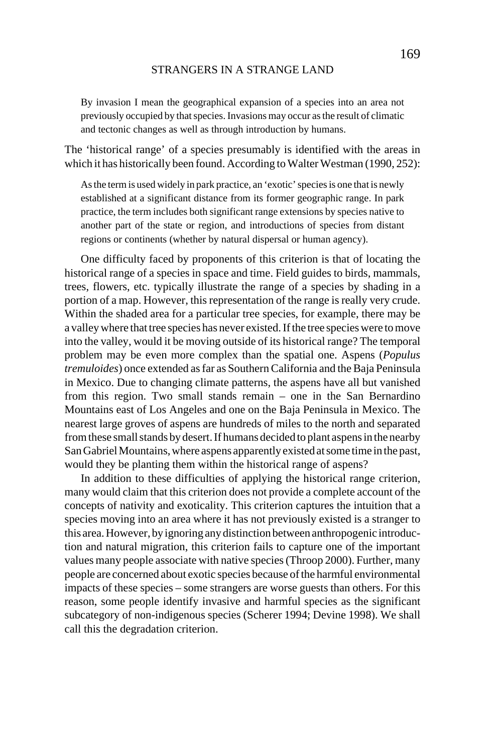> By invasion I mean the geographical expansion of a species into an area not previously occupied by that species. Invasions may occur as the result of climatic and tectonic changes as well as through introduction by humans.

The 'historical range' of a species presumably is identified with the areas in which it has historically been found. According to Walter Westman (1990, 252):

> As the term is used widely in park practice, an 'exotic' species is one that is newly established at a significant distance from its former geographic range. In park practice, the term includes both significant range extensions by species native to another part of the state or region, and introductions of species from distant regions or continents (whether by natural dispersal or human agency).

One difficulty faced by proponents of this criterion is that of locating the historical range of a species in space and time. Field guides to birds, mammals, trees, flowers, etc. typically illustrate the range of a species by shading in a portion of a map. However, this representation of the range is really very crude. Within the shaded area for a particular tree species, for example, there may be a valley where that tree species has never existed. If the tree species were to move into the valley, would it be moving outside of its historical range? The temporal problem may be even more complex than the spatial one. Aspens (*Populus tremuloides*) once extended as far as Southern California and the Baja Peninsula in Mexico. Due to changing climate patterns, the aspens have all but vanished from this region. Two small stands remain – one in the San Bernardino Mountains east of Los Angeles and one on the Baja Peninsula in Mexico. The nearest large groves of aspens are hundreds of miles to the north and separated from these small stands by desert. If humans decided to plant aspens in the nearby San Gabriel Mountains, where aspens apparently existed at some time in the past, would they be planting them within the historical range of aspens?

In addition to these difficulties of applying the historical range criterion, many would claim that this criterion does not provide a complete account of the concepts of nativity and exoticality. This criterion captures the intuition that a species moving into an area where it has not previously existed is a stranger to this area. However, by ignoring any distinction between anthropogenic introduction and natural migration, this criterion fails to capture one of the important values many people associate with native species (Throop 2000). Further, many people are concerned about exotic species because of the harmful environmental impacts of these species – some strangers are worse guests than others. For this reason, some people identify invasive and harmful species as the significant subcategory of non-indigenous species (Scherer 1994; Devine 1998). We shall call this the degradation criterion.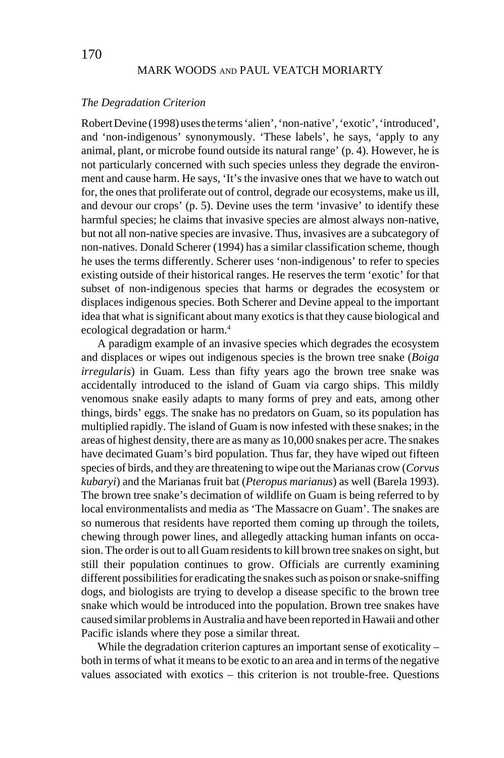### *The Degradation Criterion*

Robert Devine (1998) uses the terms 'alien', 'non-native', 'exotic', 'introduced', and 'non-indigenous' synonymously. 'These labels', he says, 'apply to any animal, plant, or microbe found outside its natural range' (p. 4). However, he is not particularly concerned with such species unless they degrade the environment and cause harm. He says, 'It's the invasive ones that we have to watch out for, the ones that proliferate out of control, degrade our ecosystems, make us ill, and devour our crops' (p. 5). Devine uses the term 'invasive' to identify these harmful species; he claims that invasive species are almost always non-native, but not all non-native species are invasive. Thus, invasives are a subcategory of non-natives. Donald Scherer (1994) has a similar classification scheme, though he uses the terms differently. Scherer uses 'non-indigenous' to refer to species existing outside of their historical ranges. He reserves the term 'exotic' for that subset of non-indigenous species that harms or degrades the ecosystem or displaces indigenous species. Both Scherer and Devine appeal to the important idea that what is significant about many exotics is that they cause biological and ecological degradation or harm.[4]

A paradigm example of an invasive species which degrades the ecosystem and displaces or wipes out indigenous species is the brown tree snake (*Boiga irregularis*) in Guam. Less than fifty years ago the brown tree snake was accidentally introduced to the island of Guam via cargo ships. This mildly venomous snake easily adapts to many forms of prey and eats, among other things, birds' eggs. The snake has no predators on Guam, so its population has multiplied rapidly. The island of Guam is now infested with these snakes; in the areas of highest density, there are as many as 10,000 snakes per acre. The snakes have decimated Guam's bird population. Thus far, they have wiped out fifteen species of birds, and they are threatening to wipe out the Marianas crow (*Corvus kubaryi*) and the Marianas fruit bat (*Pteropus marianus*) as well (Barela 1993). The brown tree snake's decimation of wildlife on Guam is being referred to by local environmentalists and media as 'The Massacre on Guam'. The snakes are so numerous that residents have reported them coming up through the toilets, chewing through power lines, and allegedly attacking human infants on occasion. The order is out to all Guam residents to kill brown tree snakes on sight, but still their population continues to grow. Officials are currently examining different possibilities for eradicating the snakes such as poison or snake-sniffing dogs, and biologists are trying to develop a disease specific to the brown tree snake which would be introduced into the population. Brown tree snakes have caused similar problems in Australia and have been reported in Hawaii and other Pacific islands where they pose a similar threat.

While the degradation criterion captures an important sense of exoticality – both in terms of what it means to be exotic to an area and in terms of the negative values associated with exotics – this criterion is not trouble-free. Questions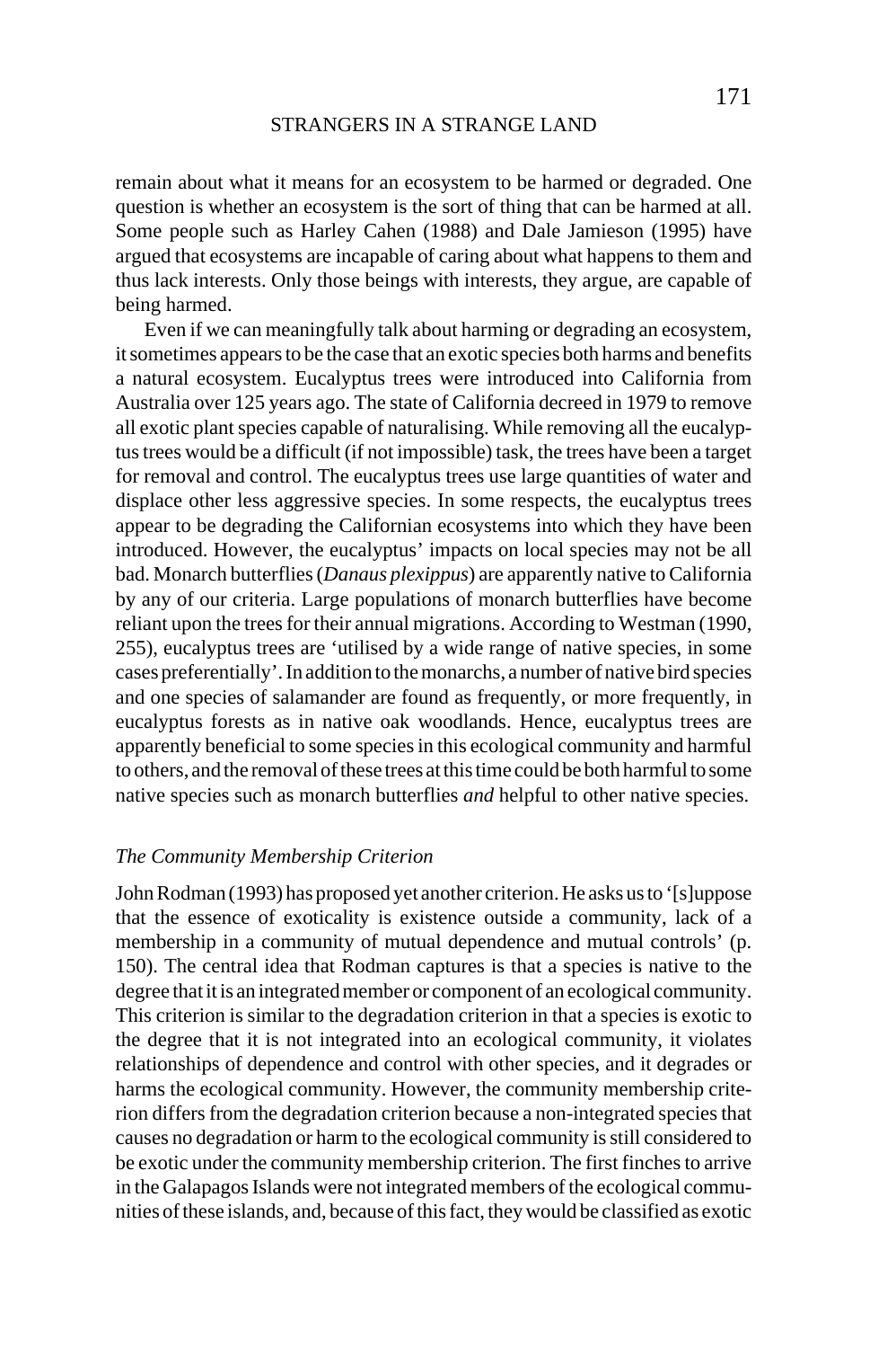remain about what it means for an ecosystem to be harmed or degraded. One question is whether an ecosystem is the sort of thing that can be harmed at all. Some people such as Harley Cahen (1988) and Dale Jamieson (1995) have argued that ecosystems are incapable of caring about what happens to them and thus lack interests. Only those beings with interests, they argue, are capable of being harmed.

Even if we can meaningfully talk about harming or degrading an ecosystem, it sometimes appears to be the case that an exotic species both harms and benefits a natural ecosystem. Eucalyptus trees were introduced into California from Australia over 125 years ago. The state of California decreed in 1979 to remove all exotic plant species capable of naturalising. While removing all the eucalyptus trees would be a difficult (if not impossible) task, the trees have been a target for removal and control. The eucalyptus trees use large quantities of water and displace other less aggressive species. In some respects, the eucalyptus trees appear to be degrading the Californian ecosystems into which they have been introduced. However, the eucalyptus' impacts on local species may not be all bad. Monarch butterflies (*Danaus plexippus*) are apparently native to California by any of our criteria. Large populations of monarch butterflies have become reliant upon the trees for their annual migrations. According to Westman (1990, 255), eucalyptus trees are 'utilised by a wide range of native species, in some cases preferentially'. In addition to the monarchs, a number of native bird species and one species of salamander are found as frequently, or more frequently, in eucalyptus forests as in native oak woodlands. Hence, eucalyptus trees are apparently beneficial to some species in this ecological community and harmful to others, and the removal of these trees at this time could be both harmful to some native species such as monarch butterflies *and* helpful to other native species.

### *The Community Membership Criterion*

John Rodman (1993) has proposed yet another criterion. He asks us to '[s]uppose that the essence of exoticality is existence outside a community, lack of a membership in a community of mutual dependence and mutual controls' (p. 150). The central idea that Rodman captures is that a species is native to the degree that it is an integrated member or component of an ecological community. This criterion is similar to the degradation criterion in that a species is exotic to the degree that it is not integrated into an ecological community, it violates relationships of dependence and control with other species, and it degrades or harms the ecological community. However, the community membership criterion differs from the degradation criterion because a non-integrated species that causes no degradation or harm to the ecological community is still considered to be exotic under the community membership criterion. The first finches to arrive in the Galapagos Islands were not integrated members of the ecological communities of these islands, and, because of this fact, they would be classified as exotic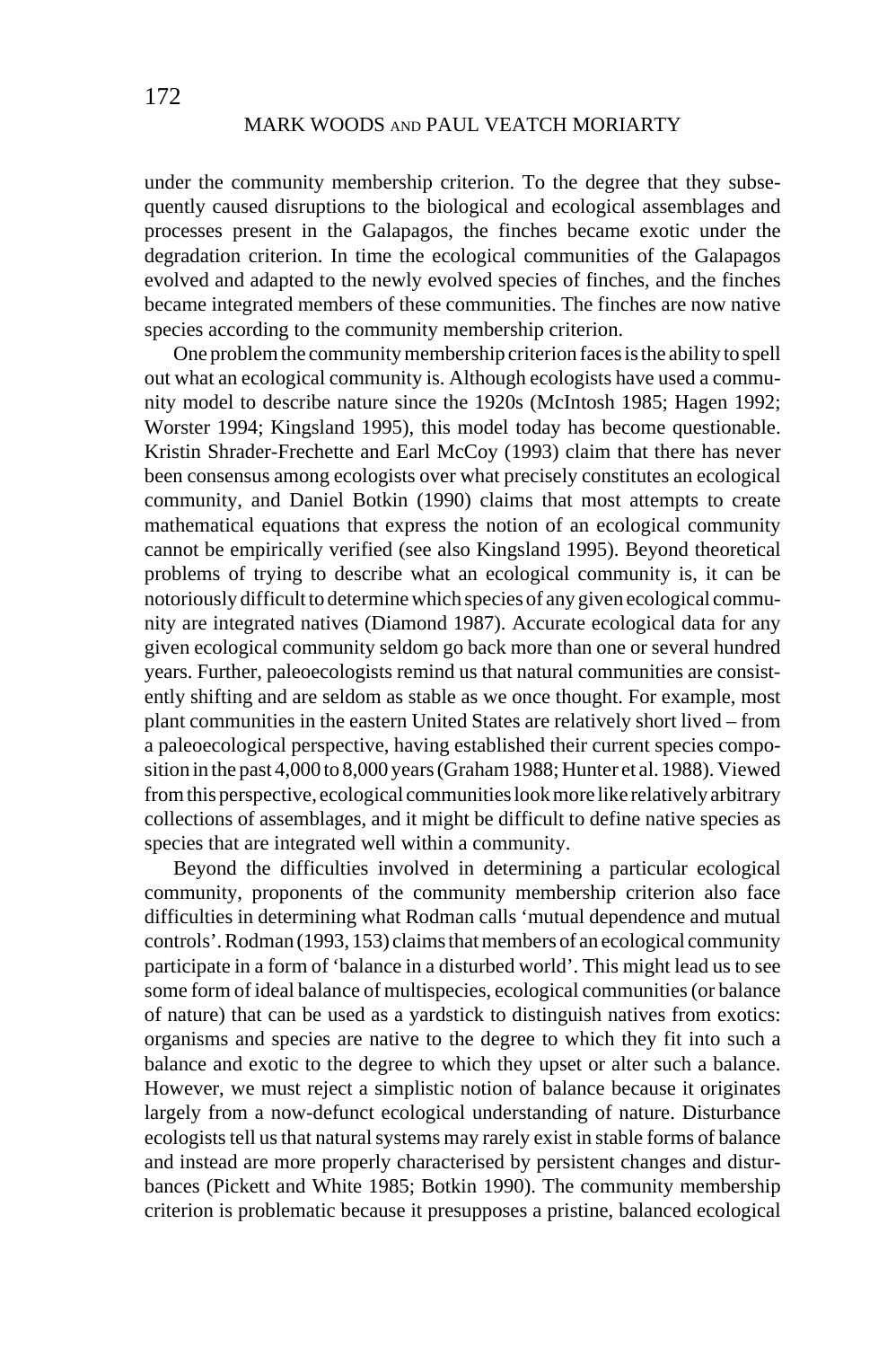under the community membership criterion. To the degree that they subsequently caused disruptions to the biological and ecological assemblages and processes present in the Galapagos, the finches became exotic under the degradation criterion. In time the ecological communities of the Galapagos evolved and adapted to the newly evolved species of finches, and the finches became integrated members of these communities. The finches are now native species according to the community membership criterion.

One problem the community membership criterion faces is the ability to spell out what an ecological community is. Although ecologists have used a community model to describe nature since the 1920s (McIntosh 1985; Hagen 1992; Worster 1994; Kingsland 1995), this model today has become questionable. Kristin Shrader-Frechette and Earl McCoy (1993) claim that there has never been consensus among ecologists over what precisely constitutes an ecological community, and Daniel Botkin (1990) claims that most attempts to create mathematical equations that express the notion of an ecological community cannot be empirically verified (see also Kingsland 1995). Beyond theoretical problems of trying to describe what an ecological community is, it can be notoriously difficult to determine which species of any given ecological community are integrated natives (Diamond 1987). Accurate ecological data for any given ecological community seldom go back more than one or several hundred years. Further, paleoecologists remind us that natural communities are consistently shifting and are seldom as stable as we once thought. For example, most plant communities in the eastern United States are relatively short lived – from a paleoecological perspective, having established their current species composition in the past 4,000 to 8,000 years (Graham 1988; Hunter et al. 1988). Viewed from this perspective, ecological communities look more like relatively arbitrary collections of assemblages, and it might be difficult to define native species as species that are integrated well within a community.

Beyond the difficulties involved in determining a particular ecological community, proponents of the community membership criterion also face difficulties in determining what Rodman calls 'mutual dependence and mutual controls'. Rodman (1993, 153) claims that members of an ecological community participate in a form of 'balance in a disturbed world'. This might lead us to see some form of ideal balance of multispecies, ecological communities (or balance of nature) that can be used as a yardstick to distinguish natives from exotics: organisms and species are native to the degree to which they fit into such a balance and exotic to the degree to which they upset or alter such a balance. However, we must reject a simplistic notion of balance because it originates largely from a now-defunct ecological understanding of nature. Disturbance ecologists tell us that natural systems may rarely exist in stable forms of balance and instead are more properly characterised by persistent changes and disturbances (Pickett and White 1985; Botkin 1990). The community membership criterion is problematic because it presupposes a pristine, balanced ecological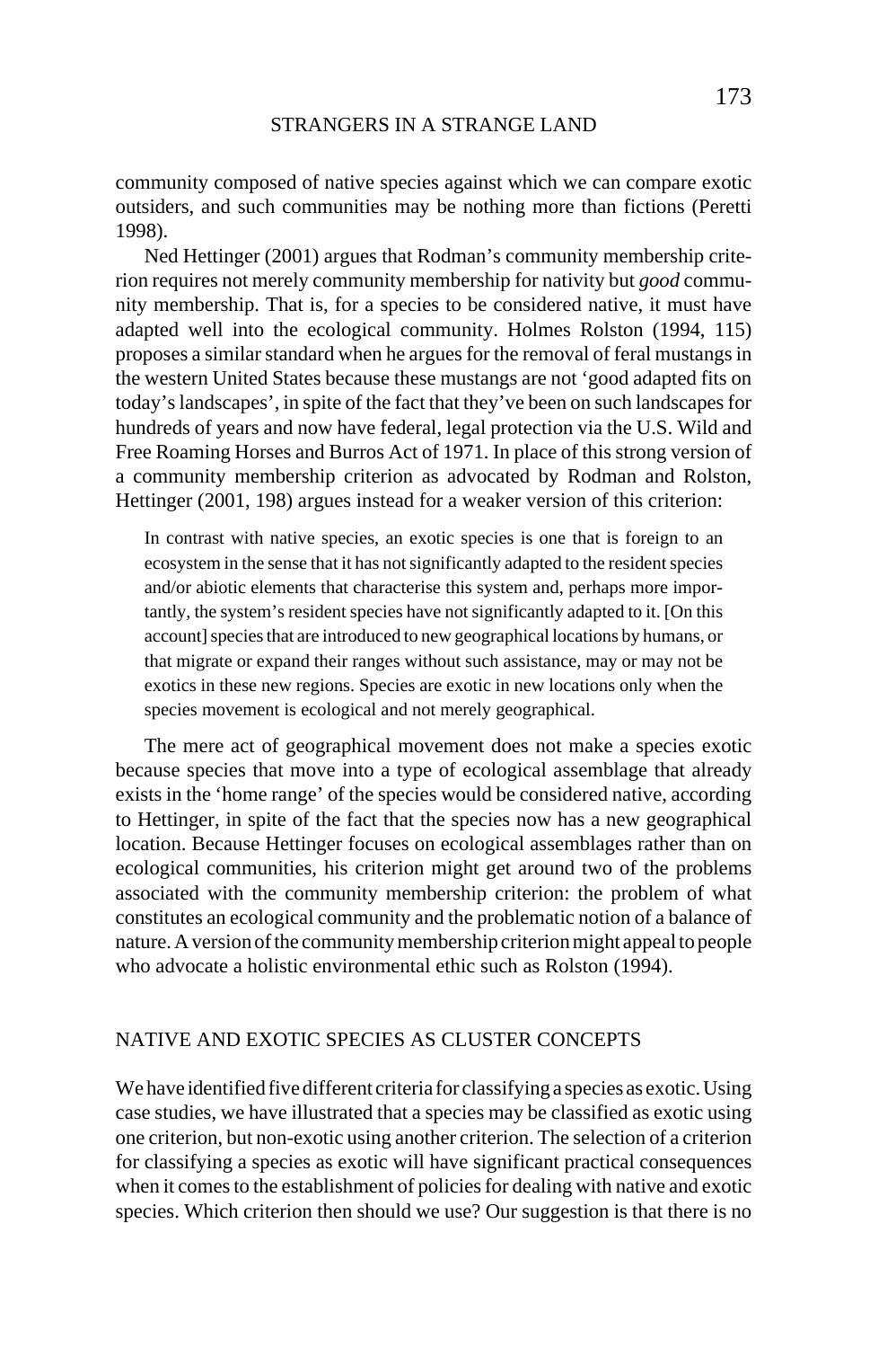community composed of native species against which we can compare exotic outsiders, and such communities may be nothing more than fictions (Peretti 1998).

Ned Hettinger (2001) argues that Rodman's community membership criterion requires not merely community membership for nativity but *good* community membership. That is, for a species to be considered native, it must have adapted well into the ecological community. Holmes Rolston (1994, 115) proposes a similar standard when he argues for the removal of feral mustangs in the western United States because these mustangs are not 'good adapted fits on today's landscapes', in spite of the fact that they've been on such landscapes for hundreds of years and now have federal, legal protection via the U.S. Wild and Free Roaming Horses and Burros Act of 1971. In place of this strong version of a community membership criterion as advocated by Rodman and Rolston, Hettinger (2001, 198) argues instead for a weaker version of this criterion:

> In contrast with native species, an exotic species is one that is foreign to an ecosystem in the sense that it has not significantly adapted to the resident species and/or abiotic elements that characterise this system and, perhaps more importantly, the system's resident species have not significantly adapted to it. [On this account] species that are introduced to new geographical locations by humans, or that migrate or expand their ranges without such assistance, may or may not be exotics in these new regions. Species are exotic in new locations only when the species movement is ecological and not merely geographical.

The mere act of geographical movement does not make a species exotic because species that move into a type of ecological assemblage that already exists in the 'home range' of the species would be considered native, according to Hettinger, in spite of the fact that the species now has a new geographical location. Because Hettinger focuses on ecological assemblages rather than on ecological communities, his criterion might get around two of the problems associated with the community membership criterion: the problem of what constitutes an ecological community and the problematic notion of a balance of nature. A version of the community membership criterion might appeal to people who advocate a holistic environmental ethic such as Rolston (1994).

## NATIVE AND EXOTIC SPECIES AS CLUSTER CONCEPTS

We have identified five different criteria for classifying a species as exotic. Using case studies, we have illustrated that a species may be classified as exotic using one criterion, but non-exotic using another criterion. The selection of a criterion for classifying a species as exotic will have significant practical consequences when it comes to the establishment of policies for dealing with native and exotic species. Which criterion then should we use? Our suggestion is that there is no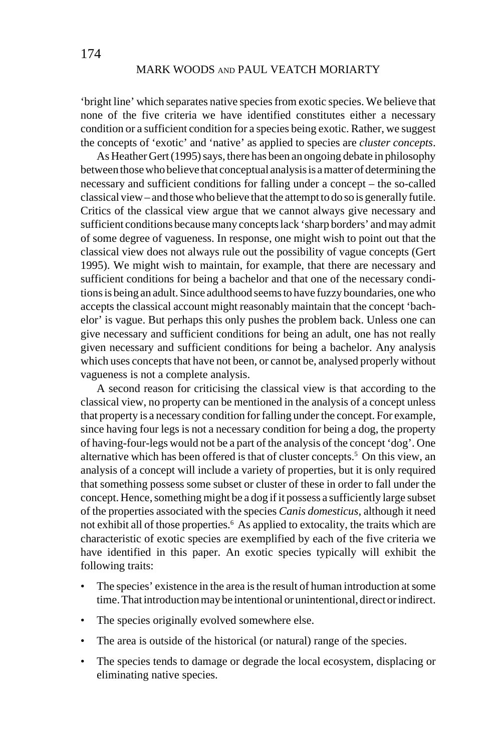'bright line' which separates native species from exotic species. We believe that none of the five criteria we have identified constitutes either a necessary condition or a sufficient condition for a species being exotic. Rather, we suggest the concepts of 'exotic' and 'native' as applied to species are *cluster concepts*.

As Heather Gert (1995) says, there has been an ongoing debate in philosophy between those who believe that conceptual analysis is a matter of determining the necessary and sufficient conditions for falling under a concept – the so-called classical view – and those who believe that the attempt to do so is generally futile. Critics of the classical view argue that we cannot always give necessary and sufficient conditions because many concepts lack 'sharp borders' and may admit of some degree of vagueness. In response, one might wish to point out that the classical view does not always rule out the possibility of vague concepts (Gert 1995). We might wish to maintain, for example, that there are necessary and sufficient conditions for being a bachelor and that one of the necessary conditions is being an adult. Since adulthood seems to have fuzzy boundaries, one who accepts the classical account might reasonably maintain that the concept 'bachelor' is vague. But perhaps this only pushes the problem back. Unless one can give necessary and sufficient conditions for being an adult, one has not really given necessary and sufficient conditions for being a bachelor. Any analysis which uses concepts that have not been, or cannot be, analysed properly without vagueness is not a complete analysis.

A second reason for criticising the classical view is that according to the classical view, no property can be mentioned in the analysis of a concept unless that property is a necessary condition for falling under the concept. For example, since having four legs is not a necessary condition for being a dog, the property of having-four-legs would not be a part of the analysis of the concept 'dog'. One alternative which has been offered is that of cluster concepts.[5] On this view, an analysis of a concept will include a variety of properties, but it is only required that something possess some subset or cluster of these in order to fall under the concept. Hence, something might be a dog if it possess a sufficiently large subset of the properties associated with the species *Canis domesticus*, although it need not exhibit all of those properties.[6] As applied to extocality, the traits which are characteristic of exotic species are exemplified by each of the five criteria we have identified in this paper. An exotic species typically will exhibit the following traits:

- The species' existence in the area is the result of human introduction at some time. That introduction may be intentional or unintentional, direct or indirect.
- The species originally evolved somewhere else.
- The area is outside of the historical (or natural) range of the species.
- The species tends to damage or degrade the local ecosystem, displacing or eliminating native species.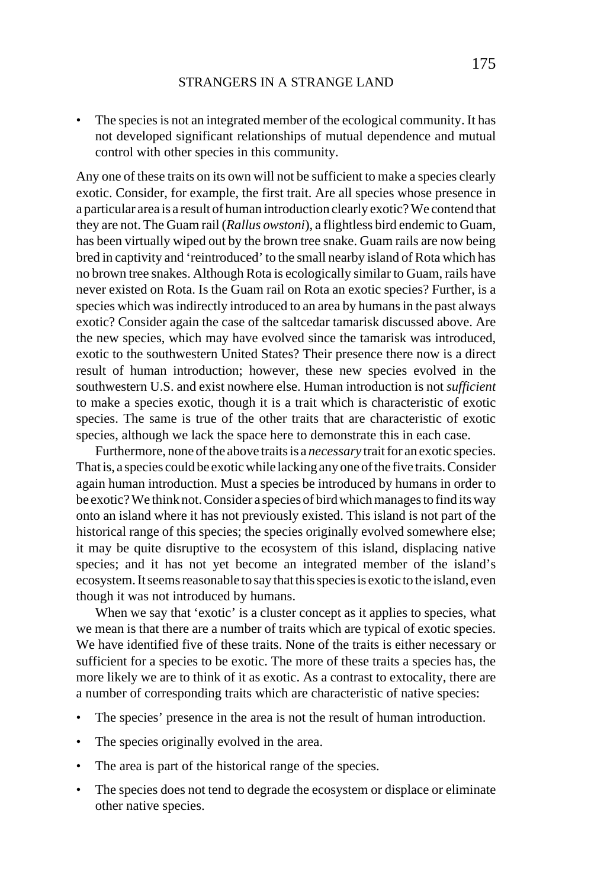- The species is not an integrated member of the ecological community. It has not developed significant relationships of mutual dependence and mutual control with other species in this community.

Any one of these traits on its own will not be sufficient to make a species clearly exotic. Consider, for example, the first trait. Are all species whose presence in a particular area is a result of human introduction clearly exotic? We contend that they are not. The Guam rail (*Rallus owstoni*), a flightless bird endemic to Guam, has been virtually wiped out by the brown tree snake. Guam rails are now being bred in captivity and 'reintroduced' to the small nearby island of Rota which has no brown tree snakes. Although Rota is ecologically similar to Guam, rails have never existed on Rota. Is the Guam rail on Rota an exotic species? Further, is a species which was indirectly introduced to an area by humans in the past always exotic? Consider again the case of the saltcedar tamarisk discussed above. Are the new species, which may have evolved since the tamarisk was introduced, exotic to the southwestern United States? Their presence there now is a direct result of human introduction; however, these new species evolved in the southwestern U.S. and exist nowhere else. Human introduction is not *sufficient* to make a species exotic, though it is a trait which is characteristic of exotic species. The same is true of the other traits that are characteristic of exotic species, although we lack the space here to demonstrate this in each case.

Furthermore, none of the above traits is a *necessary* trait for an exotic species. That is, a species could be exotic while lacking any one of the five traits. Consider again human introduction. Must a species be introduced by humans in order to be exotic? We think not. Consider a species of bird which manages to find its way onto an island where it has not previously existed. This island is not part of the historical range of this species; the species originally evolved somewhere else; it may be quite disruptive to the ecosystem of this island, displacing native species; and it has not yet become an integrated member of the island's ecosystem. It seems reasonable to say that this species is exotic to the island, even though it was not introduced by humans.

When we say that 'exotic' is a cluster concept as it applies to species, what we mean is that there are a number of traits which are typical of exotic species. We have identified five of these traits. None of the traits is either necessary or sufficient for a species to be exotic. The more of these traits a species has, the more likely we are to think of it as exotic. As a contrast to extocality, there are a number of corresponding traits which are characteristic of native species:

- The species' presence in the area is not the result of human introduction.
- The species originally evolved in the area.
- The area is part of the historical range of the species.
- The species does not tend to degrade the ecosystem or displace or eliminate other native species.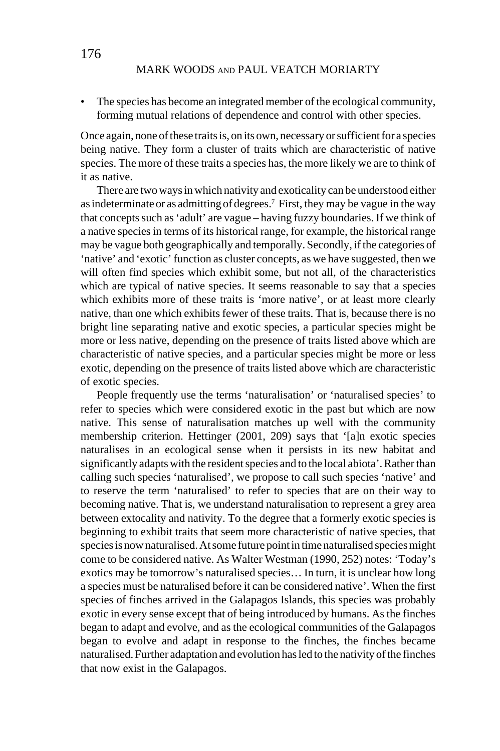- The species has become an integrated member of the ecological community, forming mutual relations of dependence and control with other species.

Once again, none of these traits is, on its own, necessary or sufficient for a species being native. They form a cluster of traits which are characteristic of native species. The more of these traits a species has, the more likely we are to think of it as native.

There are two ways in which nativity and exoticality can be understood either as indeterminate or as admitting of degrees.[7] First, they may be vague in the way that concepts such as 'adult' are vague – having fuzzy boundaries. If we think of a native species in terms of its historical range, for example, the historical range may be vague both geographically and temporally. Secondly, if the categories of 'native' and 'exotic' function as cluster concepts, as we have suggested, then we will often find species which exhibit some, but not all, of the characteristics which are typical of native species. It seems reasonable to say that a species which exhibits more of these traits is 'more native', or at least more clearly native, than one which exhibits fewer of these traits. That is, because there is no bright line separating native and exotic species, a particular species might be more or less native, depending on the presence of traits listed above which are characteristic of native species, and a particular species might be more or less exotic, depending on the presence of traits listed above which are characteristic of exotic species.

People frequently use the terms 'naturalisation' or 'naturalised species' to refer to species which were considered exotic in the past but which are now native. This sense of naturalisation matches up well with the community membership criterion. Hettinger (2001, 209) says that '[a]n exotic species naturalises in an ecological sense when it persists in its new habitat and significantly adapts with the resident species and to the local abiota'. Rather than calling such species 'naturalised', we propose to call such species 'native' and to reserve the term 'naturalised' to refer to species that are on their way to becoming native. That is, we understand naturalisation to represent a grey area between extocality and nativity. To the degree that a formerly exotic species is beginning to exhibit traits that seem more characteristic of native species, that species is now naturalised. At some future point in time naturalised species might come to be considered native. As Walter Westman (1990, 252) notes: 'Today's exotics may be tomorrow's naturalised species… In turn, it is unclear how long a species must be naturalised before it can be considered native'. When the first species of finches arrived in the Galapagos Islands, this species was probably exotic in every sense except that of being introduced by humans. As the finches began to adapt and evolve, and as the ecological communities of the Galapagos began to evolve and adapt in response to the finches, the finches became naturalised. Further adaptation and evolution has led to the nativity of the finches that now exist in the Galapagos.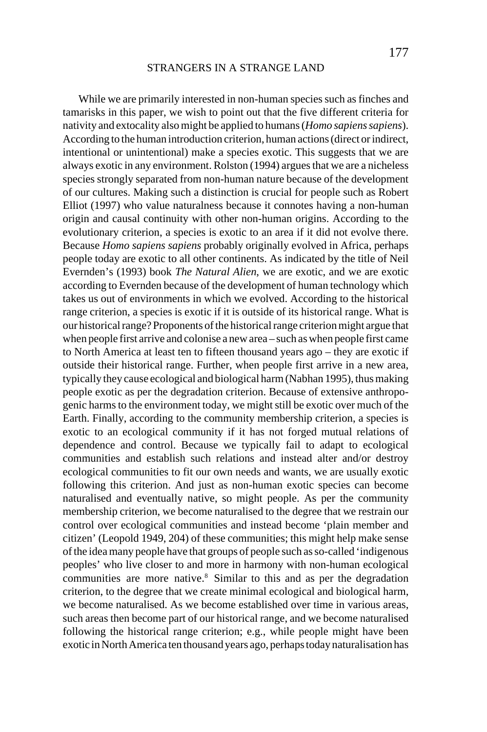While we are primarily interested in non-human species such as finches and tamarisks in this paper, we wish to point out that the five different criteria for nativity and extocality also might be applied to humans (*Homo sapiens sapiens*). According to the human introduction criterion, human actions (direct or indirect, intentional or unintentional) make a species exotic. This suggests that we are always exotic in any environment. Rolston (1994) argues that we are a nicheless species strongly separated from non-human nature because of the development of our cultures. Making such a distinction is crucial for people such as Robert Elliot (1997) who value naturalness because it connotes having a non-human origin and causal continuity with other non-human origins. According to the evolutionary criterion, a species is exotic to an area if it did not evolve there. Because *Homo sapiens sapiens* probably originally evolved in Africa, perhaps people today are exotic to all other continents. As indicated by the title of Neil Evernden's (1993) book *The Natural Alien*, we are exotic, and we are exotic according to Evernden because of the development of human technology which takes us out of environments in which we evolved. According to the historical range criterion, a species is exotic if it is outside of its historical range. What is our historical range? Proponents of the historical range criterion might argue that when people first arrive and colonise a new area – such as when people first came to North America at least ten to fifteen thousand years ago – they are exotic if outside their historical range. Further, when people first arrive in a new area, typically they cause ecological and biological harm (Nabhan 1995), thus making people exotic as per the degradation criterion. Because of extensive anthropogenic harms to the environment today, we might still be exotic over much of the Earth. Finally, according to the community membership criterion, a species is exotic to an ecological community if it has not forged mutual relations of dependence and control. Because we typically fail to adapt to ecological communities and establish such relations and instead alter and/or destroy ecological communities to fit our own needs and wants, we are usually exotic following this criterion. And just as non-human exotic species can become naturalised and eventually native, so might people. As per the community membership criterion, we become naturalised to the degree that we restrain our control over ecological communities and instead become 'plain member and citizen' (Leopold 1949, 204) of these communities; this might help make sense of the idea many people have that groups of people such as so-called 'indigenous peoples' who live closer to and more in harmony with non-human ecological communities are more native.[8] Similar to this and as per the degradation criterion, to the degree that we create minimal ecological and biological harm, we become naturalised. As we become established over time in various areas, such areas then become part of our historical range, and we become naturalised following the historical range criterion; e.g., while people might have been exotic in North America ten thousand years ago, perhaps today naturalisation has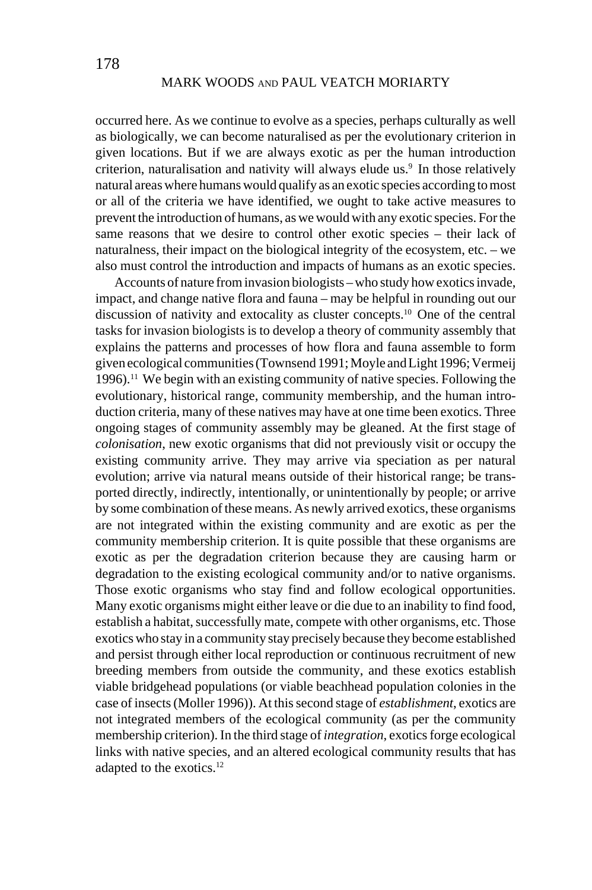occurred here. As we continue to evolve as a species, perhaps culturally as well as biologically, we can become naturalised as per the evolutionary criterion in given locations. But if we are always exotic as per the human introduction criterion, naturalisation and nativity will always elude us.[9] In those relatively natural areas where humans would qualify as an exotic species according to most or all of the criteria we have identified, we ought to take active measures to prevent the introduction of humans, as we would with any exotic species. For the same reasons that we desire to control other exotic species – their lack of naturalness, their impact on the biological integrity of the ecosystem, etc. – we also must control the introduction and impacts of humans as an exotic species.

Accounts of nature from invasion biologists – who study how exotics invade, impact, and change native flora and fauna – may be helpful in rounding out our discussion of nativity and extocality as cluster concepts.[10] One of the central tasks for invasion biologists is to develop a theory of community assembly that explains the patterns and processes of how flora and fauna assemble to form given ecological communities (Townsend 1991; Moyle and Light 1996; Vermeij 1996).[11] We begin with an existing community of native species. Following the evolutionary, historical range, community membership, and the human introduction criteria, many of these natives may have at one time been exotics. Three ongoing stages of community assembly may be gleaned. At the first stage of *colonisation*, new exotic organisms that did not previously visit or occupy the existing community arrive. They may arrive via speciation as per natural evolution; arrive via natural means outside of their historical range; be transported directly, indirectly, intentionally, or unintentionally by people; or arrive by some combination of these means. As newly arrived exotics, these organisms are not integrated within the existing community and are exotic as per the community membership criterion. It is quite possible that these organisms are exotic as per the degradation criterion because they are causing harm or degradation to the existing ecological community and/or to native organisms. Those exotic organisms who stay find and follow ecological opportunities. Many exotic organisms might either leave or die due to an inability to find food, establish a habitat, successfully mate, compete with other organisms, etc. Those exotics who stay in a community stay precisely because they become established and persist through either local reproduction or continuous recruitment of new breeding members from outside the community, and these exotics establish viable bridgehead populations (or viable beachhead population colonies in the case of insects (Moller 1996)). At this second stage of *establishment*, exotics are not integrated members of the ecological community (as per the community membership criterion). In the third stage of *integration*, exotics forge ecological links with native species, and an altered ecological community results that has adapted to the exotics.[12]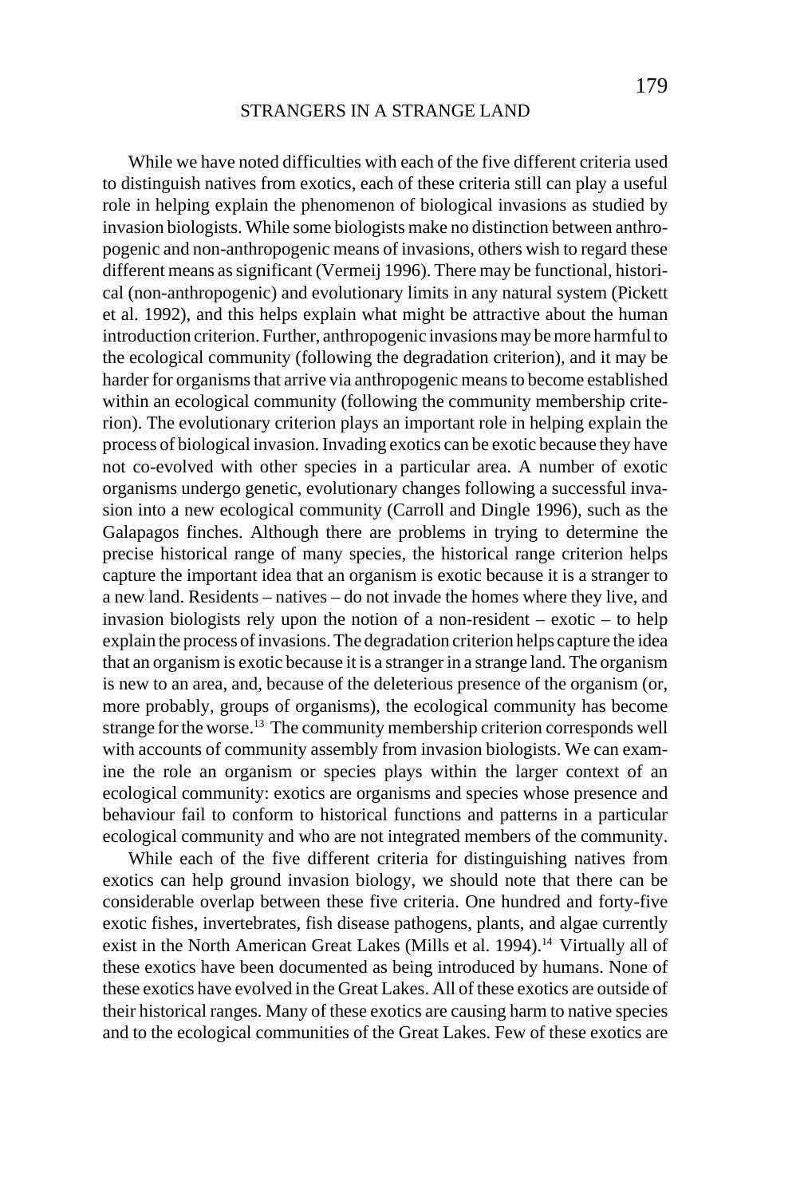While we have noted difficulties with each of the five different criteria used to distinguish natives from exotics, each of these criteria still can play a useful role in helping explain the phenomenon of biological invasions as studied by invasion biologists. While some biologists make no distinction between anthropogenic and non-anthropogenic means of invasions, others wish to regard these different means as significant (Vermeij 1996). There may be functional, historical (non-anthropogenic) and evolutionary limits in any natural system (Pickett et al. 1992), and this helps explain what might be attractive about the human introduction criterion. Further, anthropogenic invasions may be more harmful to the ecological community (following the degradation criterion), and it may be harder for organisms that arrive via anthropogenic means to become established within an ecological community (following the community membership criterion). The evolutionary criterion plays an important role in helping explain the process of biological invasion. Invading exotics can be exotic because they have not co-evolved with other species in a particular area. A number of exotic organisms undergo genetic, evolutionary changes following a successful invasion into a new ecological community (Carroll and Dingle 1996), such as the Galapagos finches. Although there are problems in trying to determine the precise historical range of many species, the historical range criterion helps capture the important idea that an organism is exotic because it is a stranger to a new land. Residents – natives – do not invade the homes where they live, and invasion biologists rely upon the notion of a non-resident – exotic – to help explain the process of invasions. The degradation criterion helps capture the idea that an organism is exotic because it is a stranger in a strange land. The organism is new to an area, and, because of the deleterious presence of the organism (or, more probably, groups of organisms), the ecological community has become strange for the worse.[13] The community membership criterion corresponds well with accounts of community assembly from invasion biologists. We can examine the role an organism or species plays within the larger context of an ecological community: exotics are organisms and species whose presence and behaviour fail to conform to historical functions and patterns in a particular ecological community and who are not integrated members of the community.

While each of the five different criteria for distinguishing natives from exotics can help ground invasion biology, we should note that there can be considerable overlap between these five criteria. One hundred and forty-five exotic fishes, invertebrates, fish disease pathogens, plants, and algae currently exist in the North American Great Lakes (Mills et al. 1994).[14] Virtually all of these exotics have been documented as being introduced by humans. None of these exotics have evolved in the Great Lakes. All of these exotics are outside of their historical ranges. Many of these exotics are causing harm to native species and to the ecological communities of the Great Lakes. Few of these exotics are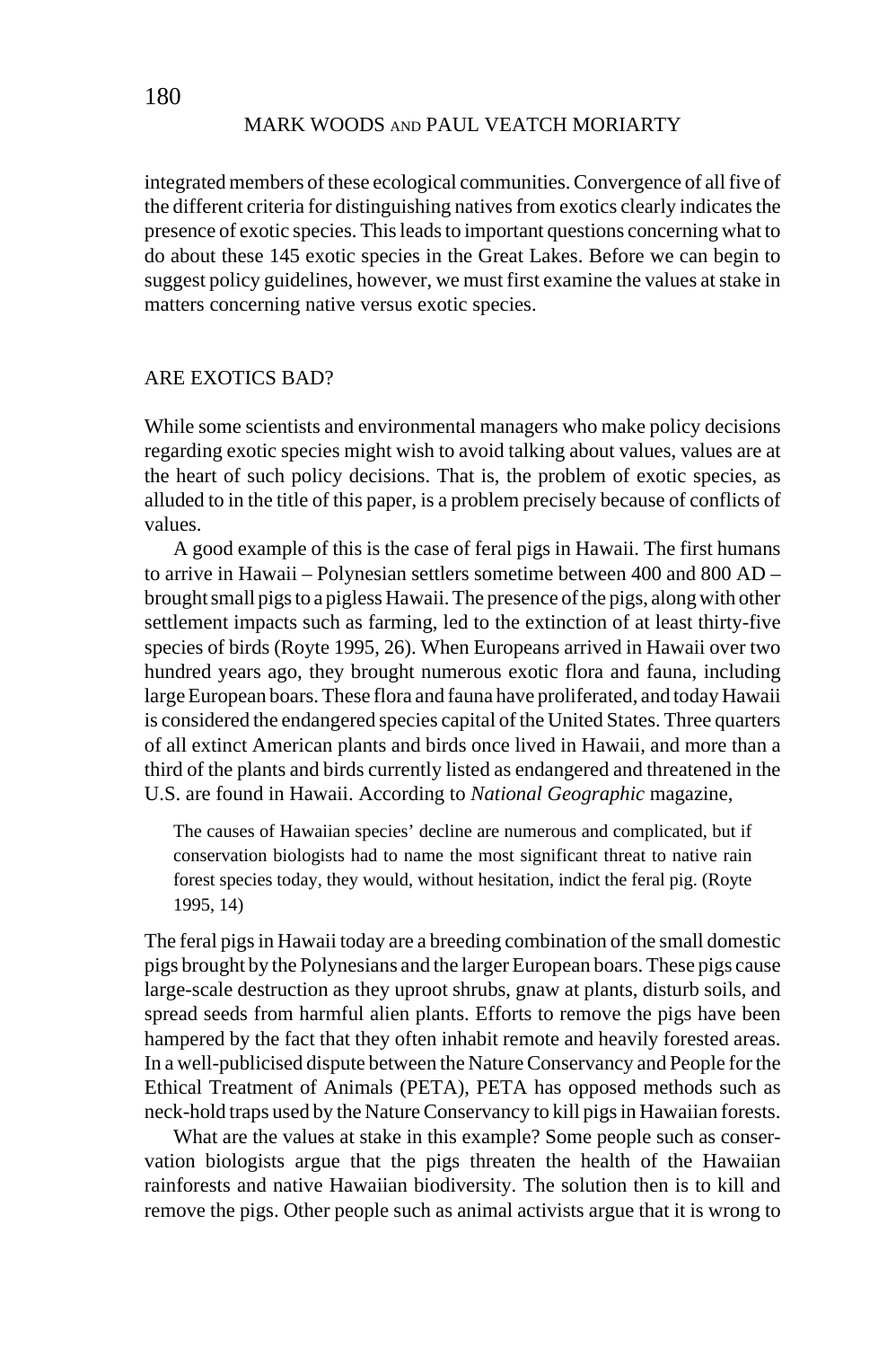integrated members of these ecological communities. Convergence of all five of the different criteria for distinguishing natives from exotics clearly indicates the presence of exotic species. This leads to important questions concerning what to do about these 145 exotic species in the Great Lakes. Before we can begin to suggest policy guidelines, however, we must first examine the values at stake in matters concerning native versus exotic species.

## ARE EXOTICS BAD?

While some scientists and environmental managers who make policy decisions regarding exotic species might wish to avoid talking about values, values are at the heart of such policy decisions. That is, the problem of exotic species, as alluded to in the title of this paper, is a problem precisely because of conflicts of values.

A good example of this is the case of feral pigs in Hawaii. The first humans to arrive in Hawaii – Polynesian settlers sometime between 400 and 800 AD – brought small pigs to a pigless Hawaii. The presence of the pigs, along with other settlement impacts such as farming, led to the extinction of at least thirty-five species of birds (Royte 1995, 26). When Europeans arrived in Hawaii over two hundred years ago, they brought numerous exotic flora and fauna, including large European boars. These flora and fauna have proliferated, and today Hawaii is considered the endangered species capital of the United States. Three quarters of all extinct American plants and birds once lived in Hawaii, and more than a third of the plants and birds currently listed as endangered and threatened in the U.S. are found in Hawaii. According to *National Geographic* magazine,

> The causes of Hawaiian species' decline are numerous and complicated, but if conservation biologists had to name the most significant threat to native rain forest species today, they would, without hesitation, indict the feral pig. (Royte 1995, 14)

The feral pigs in Hawaii today are a breeding combination of the small domestic pigs brought by the Polynesians and the larger European boars. These pigs cause large-scale destruction as they uproot shrubs, gnaw at plants, disturb soils, and spread seeds from harmful alien plants. Efforts to remove the pigs have been hampered by the fact that they often inhabit remote and heavily forested areas. In a well-publicised dispute between the Nature Conservancy and People for the Ethical Treatment of Animals (PETA), PETA has opposed methods such as neck-hold traps used by the Nature Conservancy to kill pigs in Hawaiian forests.

What are the values at stake in this example? Some people such as conservation biologists argue that the pigs threaten the health of the Hawaiian rainforests and native Hawaiian biodiversity. The solution then is to kill and remove the pigs. Other people such as animal activists argue that it is wrong to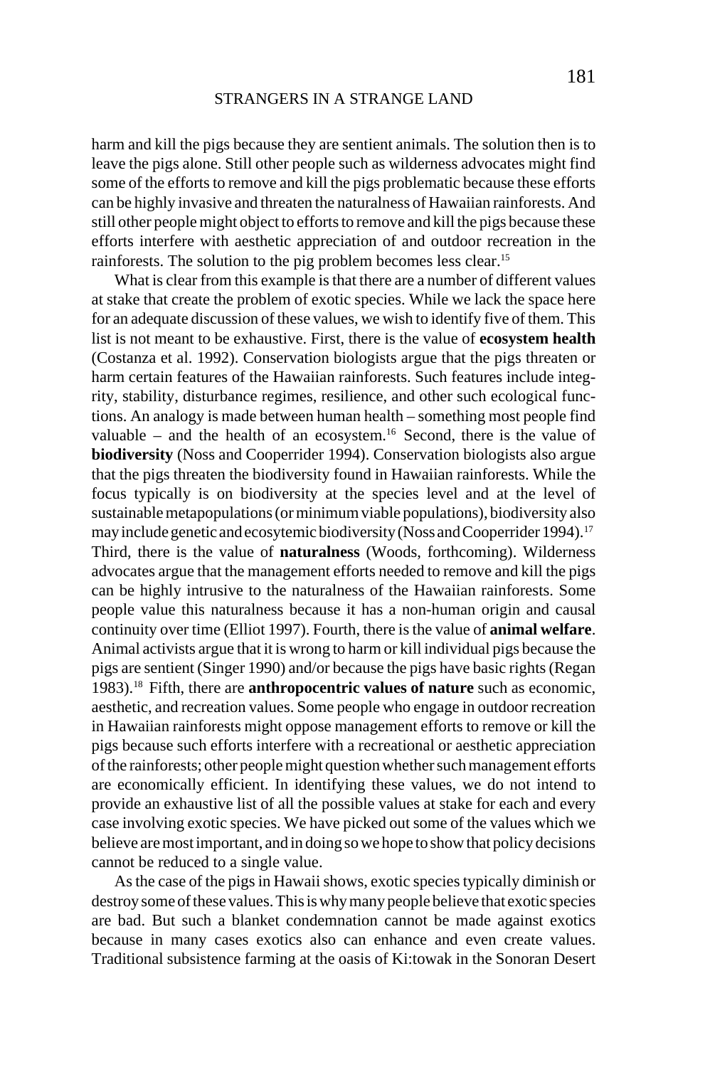harm and kill the pigs because they are sentient animals. The solution then is to leave the pigs alone. Still other people such as wilderness advocates might find some of the efforts to remove and kill the pigs problematic because these efforts can be highly invasive and threaten the naturalness of Hawaiian rainforests. And still other people might object to efforts to remove and kill the pigs because these efforts interfere with aesthetic appreciation of and outdoor recreation in the rainforests. The solution to the pig problem becomes less clear.[15]

What is clear from this example is that there are a number of different values at stake that create the problem of exotic species. While we lack the space here for an adequate discussion of these values, we wish to identify five of them. This list is not meant to be exhaustive. First, there is the value of **ecosystem health** (Costanza et al. 1992). Conservation biologists argue that the pigs threaten or harm certain features of the Hawaiian rainforests. Such features include integrity, stability, disturbance regimes, resilience, and other such ecological functions. An analogy is made between human health – something most people find valuable – and the health of an ecosystem.[16] Second, there is the value of **biodiversity** (Noss and Cooperrider 1994). Conservation biologists also argue that the pigs threaten the biodiversity found in Hawaiian rainforests. While the focus typically is on biodiversity at the species level and at the level of sustainable metapopulations (or minimum viable populations), biodiversity also may include genetic and ecosytemic biodiversity (Noss and Cooperrider 1994).[17] Third, there is the value of **naturalness** (Woods, forthcoming). Wilderness advocates argue that the management efforts needed to remove and kill the pigs can be highly intrusive to the naturalness of the Hawaiian rainforests. Some people value this naturalness because it has a non-human origin and causal continuity over time (Elliot 1997). Fourth, there is the value of **animal welfare**. Animal activists argue that it is wrong to harm or kill individual pigs because the pigs are sentient (Singer 1990) and/or because the pigs have basic rights (Regan 1983).[18] Fifth, there are **anthropocentric values of nature** such as economic, aesthetic, and recreation values. Some people who engage in outdoor recreation in Hawaiian rainforests might oppose management efforts to remove or kill the pigs because such efforts interfere with a recreational or aesthetic appreciation of the rainforests; other people might question whether such management efforts are economically efficient. In identifying these values, we do not intend to provide an exhaustive list of all the possible values at stake for each and every case involving exotic species. We have picked out some of the values which we believe are most important, and in doing so we hope to show that policy decisions cannot be reduced to a single value.

As the case of the pigs in Hawaii shows, exotic species typically diminish or destroy some of these values. This is why many people believe that exotic species are bad. But such a blanket condemnation cannot be made against exotics because in many cases exotics also can enhance and even create values. Traditional subsistence farming at the oasis of Ki:towak in the Sonoran Desert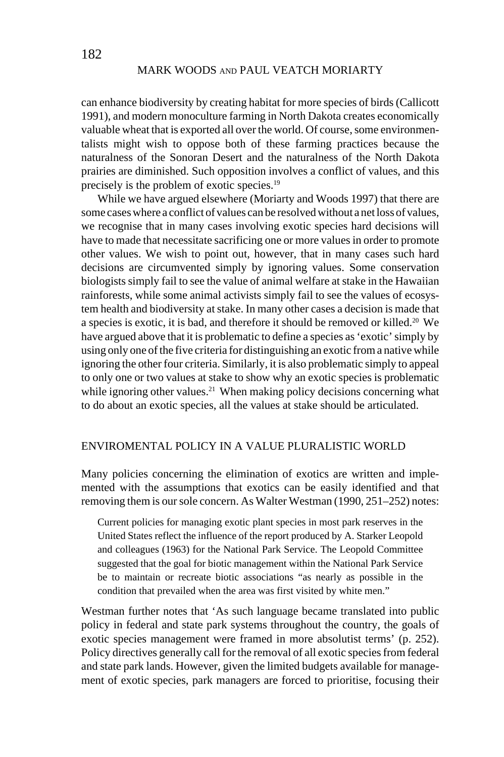can enhance biodiversity by creating habitat for more species of birds (Callicott 1991), and modern monoculture farming in North Dakota creates economically valuable wheat that is exported all over the world. Of course, some environmentalists might wish to oppose both of these farming practices because the naturalness of the Sonoran Desert and the naturalness of the North Dakota prairies are diminished. Such opposition involves a conflict of values, and this precisely is the problem of exotic species.[19]

While we have argued elsewhere (Moriarty and Woods 1997) that there are some cases where a conflict of values can be resolved without a net loss of values, we recognise that in many cases involving exotic species hard decisions will have to made that necessitate sacrificing one or more values in order to promote other values. We wish to point out, however, that in many cases such hard decisions are circumvented simply by ignoring values. Some conservation biologists simply fail to see the value of animal welfare at stake in the Hawaiian rainforests, while some animal activists simply fail to see the values of ecosystem health and biodiversity at stake. In many other cases a decision is made that a species is exotic, it is bad, and therefore it should be removed or killed.[20] We have argued above that it is problematic to define a species as 'exotic' simply by using only one of the five criteria for distinguishing an exotic from a native while ignoring the other four criteria. Similarly, it is also problematic simply to appeal to only one or two values at stake to show why an exotic species is problematic while ignoring other values.[21] When making policy decisions concerning what to do about an exotic species, all the values at stake should be articulated.

## ENVIROMENTAL POLICY IN A VALUE PLURALISTIC WORLD

Many policies concerning the elimination of exotics are written and implemented with the assumptions that exotics can be easily identified and that removing them is our sole concern. As Walter Westman (1990, 251–252) notes:

> Current policies for managing exotic plant species in most park reserves in the United States reflect the influence of the report produced by A. Starker Leopold and colleagues (1963) for the National Park Service. The Leopold Committee suggested that the goal for biotic management within the National Park Service be to maintain or recreate biotic associations "as nearly as possible in the condition that prevailed when the area was first visited by white men."

Westman further notes that 'As such language became translated into public policy in federal and state park systems throughout the country, the goals of exotic species management were framed in more absolutist terms' (p. 252). Policy directives generally call for the removal of all exotic species from federal and state park lands. However, given the limited budgets available for management of exotic species, park managers are forced to prioritise, focusing their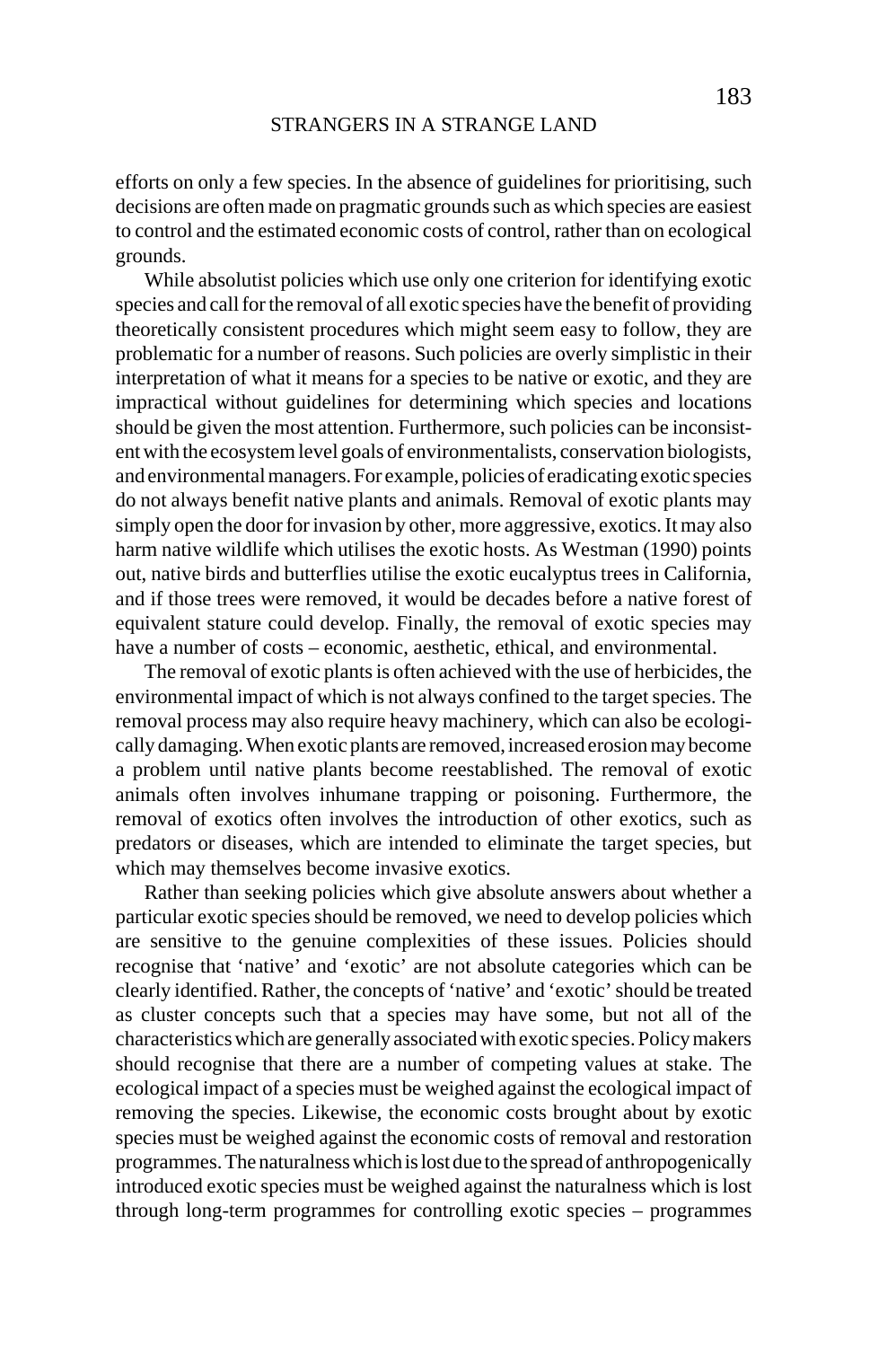efforts on only a few species. In the absence of guidelines for prioritising, such decisions are often made on pragmatic grounds such as which species are easiest to control and the estimated economic costs of control, rather than on ecological grounds.

While absolutist policies which use only one criterion for identifying exotic species and call for the removal of all exotic species have the benefit of providing theoretically consistent procedures which might seem easy to follow, they are problematic for a number of reasons. Such policies are overly simplistic in their interpretation of what it means for a species to be native or exotic, and they are impractical without guidelines for determining which species and locations should be given the most attention. Furthermore, such policies can be inconsistent with the ecosystem level goals of environmentalists, conservation biologists, and environmental managers. For example, policies of eradicating exotic species do not always benefit native plants and animals. Removal of exotic plants may simply open the door for invasion by other, more aggressive, exotics. It may also harm native wildlife which utilises the exotic hosts. As Westman (1990) points out, native birds and butterflies utilise the exotic eucalyptus trees in California, and if those trees were removed, it would be decades before a native forest of equivalent stature could develop. Finally, the removal of exotic species may have a number of costs – economic, aesthetic, ethical, and environmental.

The removal of exotic plants is often achieved with the use of herbicides, the environmental impact of which is not always confined to the target species. The removal process may also require heavy machinery, which can also be ecologically damaging. When exotic plants are removed, increased erosion may become a problem until native plants become reestablished. The removal of exotic animals often involves inhumane trapping or poisoning. Furthermore, the removal of exotics often involves the introduction of other exotics, such as predators or diseases, which are intended to eliminate the target species, but which may themselves become invasive exotics.

Rather than seeking policies which give absolute answers about whether a particular exotic species should be removed, we need to develop policies which are sensitive to the genuine complexities of these issues. Policies should recognise that 'native' and 'exotic' are not absolute categories which can be clearly identified. Rather, the concepts of 'native' and 'exotic' should be treated as cluster concepts such that a species may have some, but not all of the characteristics which are generally associated with exotic species. Policy makers should recognise that there are a number of competing values at stake. The ecological impact of a species must be weighed against the ecological impact of removing the species. Likewise, the economic costs brought about by exotic species must be weighed against the economic costs of removal and restoration programmes. The naturalness which is lost due to the spread of anthropogenically introduced exotic species must be weighed against the naturalness which is lost through long-term programmes for controlling exotic species – programmes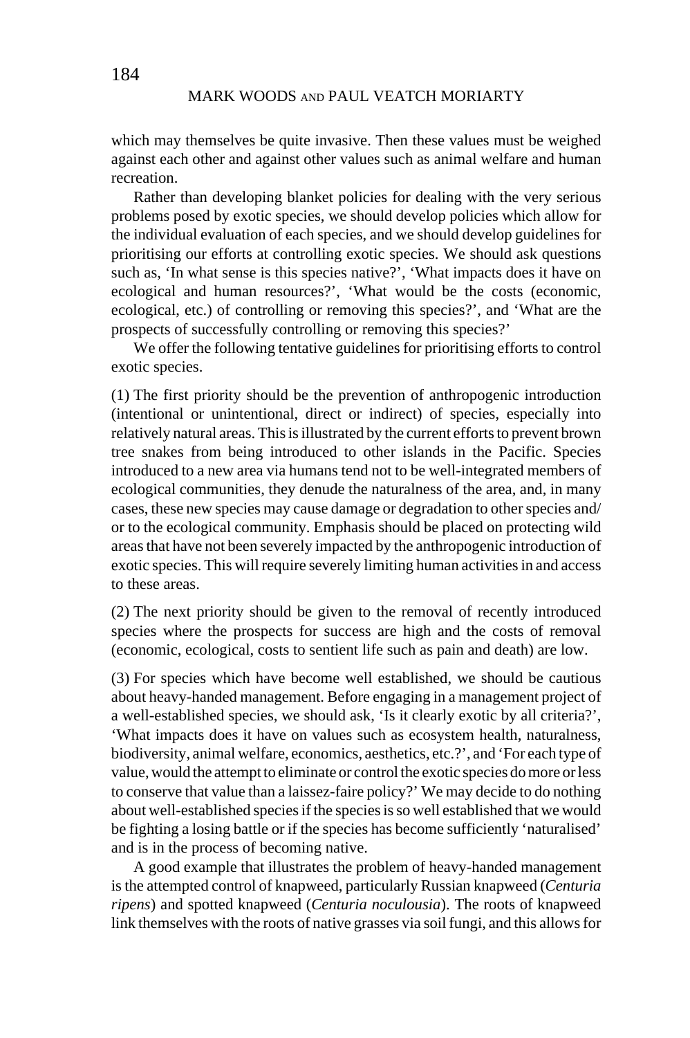which may themselves be quite invasive. Then these values must be weighed against each other and against other values such as animal welfare and human recreation.

Rather than developing blanket policies for dealing with the very serious problems posed by exotic species, we should develop policies which allow for the individual evaluation of each species, and we should develop guidelines for prioritising our efforts at controlling exotic species. We should ask questions such as, 'In what sense is this species native?', 'What impacts does it have on ecological and human resources?', 'What would be the costs (economic, ecological, etc.) of controlling or removing this species?', and 'What are the prospects of successfully controlling or removing this species?'

We offer the following tentative guidelines for prioritising efforts to control exotic species.

(1) The first priority should be the prevention of anthropogenic introduction (intentional or unintentional, direct or indirect) of species, especially into relatively natural areas. This is illustrated by the current efforts to prevent brown tree snakes from being introduced to other islands in the Pacific. Species introduced to a new area via humans tend not to be well-integrated members of ecological communities, they denude the naturalness of the area, and, in many cases, these new species may cause damage or degradation to other species and/or to the ecological community. Emphasis should be placed on protecting wild areas that have not been severely impacted by the anthropogenic introduction of exotic species. This will require severely limiting human activities in and access to these areas.

(2) The next priority should be given to the removal of recently introduced species where the prospects for success are high and the costs of removal (economic, ecological, costs to sentient life such as pain and death) are low.

(3) For species which have become well established, we should be cautious about heavy-handed management. Before engaging in a management project of a well-established species, we should ask, 'Is it clearly exotic by all criteria?', 'What impacts does it have on values such as ecosystem health, naturalness, biodiversity, animal welfare, economics, aesthetics, etc.?', and 'For each type of value, would the attempt to eliminate or control the exotic species do more or less to conserve that value than a laissez-faire policy?' We may decide to do nothing about well-established species if the species is so well established that we would be fighting a losing battle or if the species has become sufficiently 'naturalised' and is in the process of becoming native.

A good example that illustrates the problem of heavy-handed management is the attempted control of knapweed, particularly Russian knapweed (*Centuria ripens*) and spotted knapweed (*Centuria noculousia*). The roots of knapweed link themselves with the roots of native grasses via soil fungi, and this allows for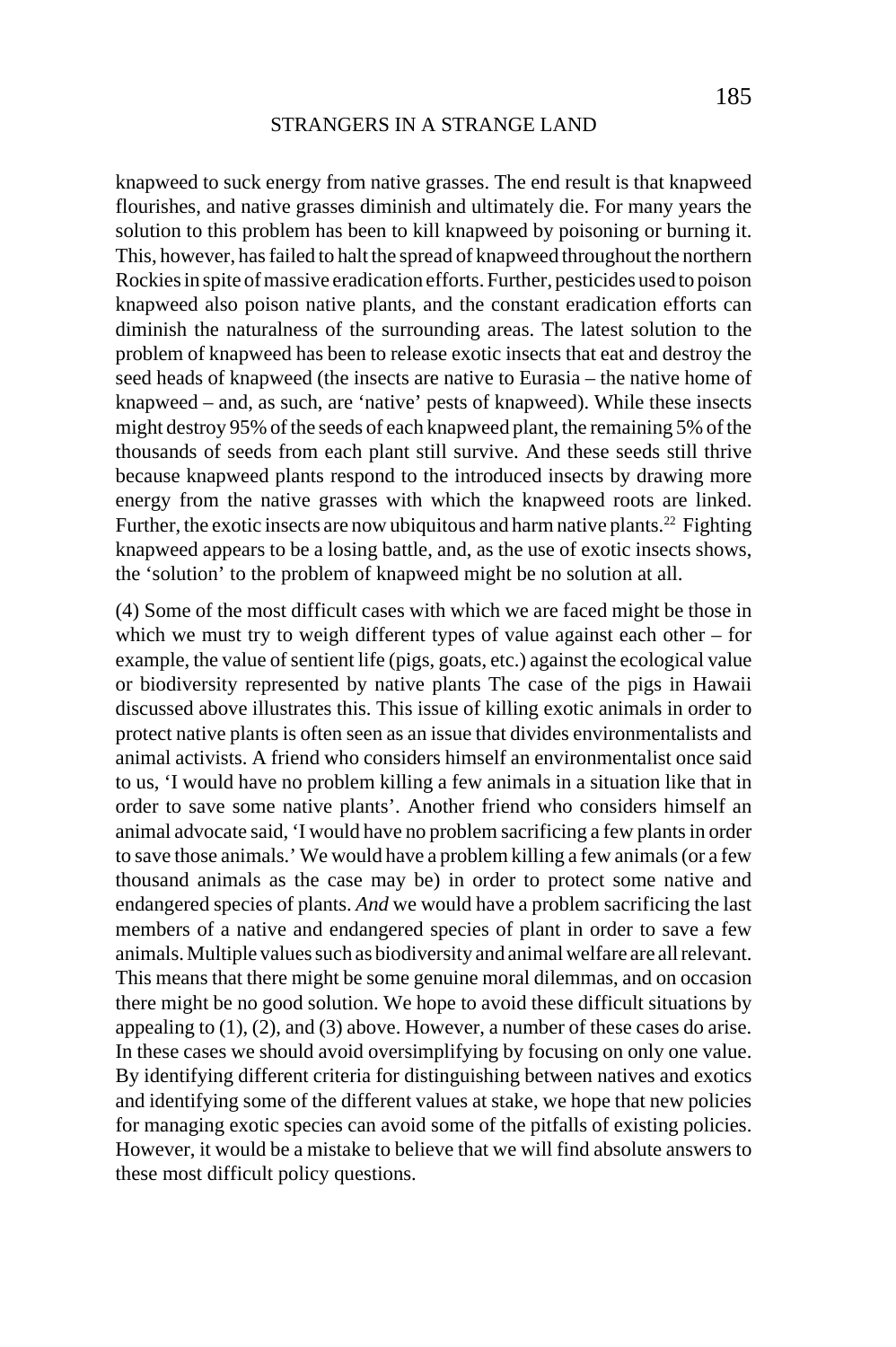knapweed to suck energy from native grasses. The end result is that knapweed flourishes, and native grasses diminish and ultimately die. For many years the solution to this problem has been to kill knapweed by poisoning or burning it. This, however, has failed to halt the spread of knapweed throughout the northern Rockies in spite of massive eradication efforts. Further, pesticides used to poison knapweed also poison native plants, and the constant eradication efforts can diminish the naturalness of the surrounding areas. The latest solution to the problem of knapweed has been to release exotic insects that eat and destroy the seed heads of knapweed (the insects are native to Eurasia – the native home of knapweed – and, as such, are 'native' pests of knapweed). While these insects might destroy 95% of the seeds of each knapweed plant, the remaining 5% of the thousands of seeds from each plant still survive. And these seeds still thrive because knapweed plants respond to the introduced insects by drawing more energy from the native grasses with which the knapweed roots are linked. Further, the exotic insects are now ubiquitous and harm native plants.[22] Fighting knapweed appears to be a losing battle, and, as the use of exotic insects shows, the 'solution' to the problem of knapweed might be no solution at all.

(4) Some of the most difficult cases with which we are faced might be those in which we must try to weigh different types of value against each other – for example, the value of sentient life (pigs, goats, etc.) against the ecological value or biodiversity represented by native plants The case of the pigs in Hawaii discussed above illustrates this. This issue of killing exotic animals in order to protect native plants is often seen as an issue that divides environmentalists and animal activists. A friend who considers himself an environmentalist once said to us, 'I would have no problem killing a few animals in a situation like that in order to save some native plants'. Another friend who considers himself an animal advocate said, 'I would have no problem sacrificing a few plants in order to save those animals.' We would have a problem killing a few animals (or a few thousand animals as the case may be) in order to protect some native and endangered species of plants. *And* we would have a problem sacrificing the last members of a native and endangered species of plant in order to save a few animals. Multiple values such as biodiversity and animal welfare are all relevant. This means that there might be some genuine moral dilemmas, and on occasion there might be no good solution. We hope to avoid these difficult situations by appealing to (1), (2), and (3) above. However, a number of these cases do arise. In these cases we should avoid oversimplifying by focusing on only one value. By identifying different criteria for distinguishing between natives and exotics and identifying some of the different values at stake, we hope that new policies for managing exotic species can avoid some of the pitfalls of existing policies. However, it would be a mistake to believe that we will find absolute answers to these most difficult policy questions.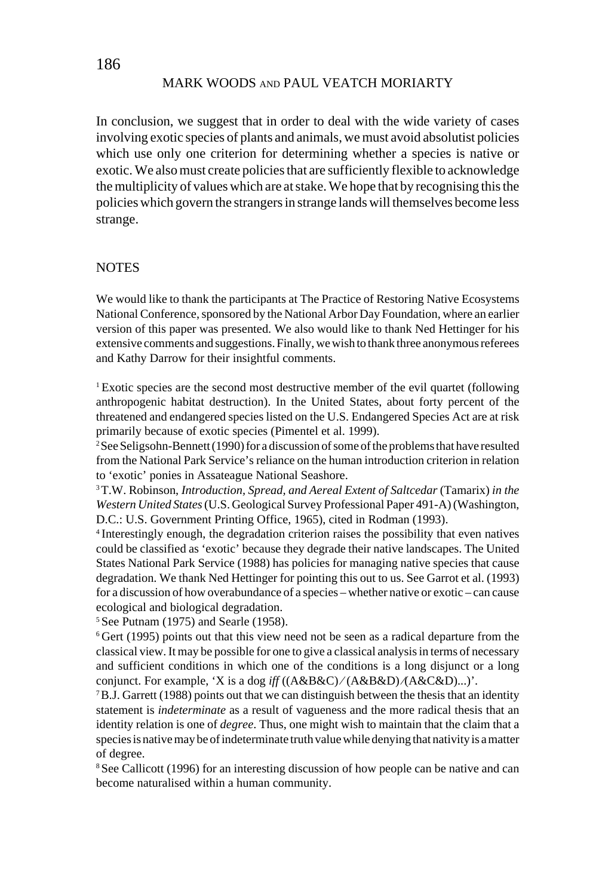In conclusion, we suggest that in order to deal with the wide variety of cases involving exotic species of plants and animals, we must avoid absolutist policies which use only one criterion for determining whether a species is native or exotic. We also must create policies that are sufficiently flexible to acknowledge the multiplicity of values which are at stake. We hope that by recognising this the policies which govern the strangers in strange lands will themselves become less strange.

## NOTES

We would like to thank the participants at The Practice of Restoring Native Ecosystems National Conference, sponsored by the National Arbor Day Foundation, where an earlier version of this paper was presented. We also would like to thank Ned Hettinger for his extensive comments and suggestions. Finally, we wish to thank three anonymous referees and Kathy Darrow for their insightful comments.

[1] Exotic species are the second most destructive member of the evil quartet (following anthropogenic habitat destruction). In the United States, about forty percent of the threatened and endangered species listed on the U.S. Endangered Species Act are at risk primarily because of exotic species (Pimentel et al. 1999).

[2] See Seligsohn-Bennett (1990) for a discussion of some of the problems that have resulted from the National Park Service's reliance on the human introduction criterion in relation to 'exotic' ponies in Assateague National Seashore.

[3] T.W. Robinson, *Introduction, Spread, and Aereal Extent of Saltcedar* (Tamarix) *in the Western United States* (U.S. Geological Survey Professional Paper 491-A) (Washington, D.C.: U.S. Government Printing Office, 1965), cited in Rodman (1993).

[4] Interestingly enough, the degradation criterion raises the possibility that even natives could be classified as 'exotic' because they degrade their native landscapes. The United States National Park Service (1988) has policies for managing native species that cause degradation. We thank Ned Hettinger for pointing this out to us. See Garrot et al. (1993) for a discussion of how overabundance of a species – whether native or exotic – can cause ecological and biological degradation.

[5] See Putnam (1975) and Searle (1958).

[6] Gert (1995) points out that this view need not be seen as a radical departure from the classical view. It may be possible for one to give a classical analysis in terms of necessary and sufficient conditions in which one of the conditions is a long disjunct or a long conjunct. For example, 'X is a dog *iff* ((A&B&C) ∨ (A&B&D) ∨ (A&C&D)...)'.

[7] B.J. Garrett (1988) points out that we can distinguish between the thesis that an identity statement is *indeterminate* as a result of vagueness and the more radical thesis that an identity relation is one of *degree*. Thus, one might wish to maintain that the claim that a species is native may be of indeterminate truth value while denying that nativity is a matter of degree.

[8] See Callicott (1996) for an interesting discussion of how people can be native and can become naturalised within a human community.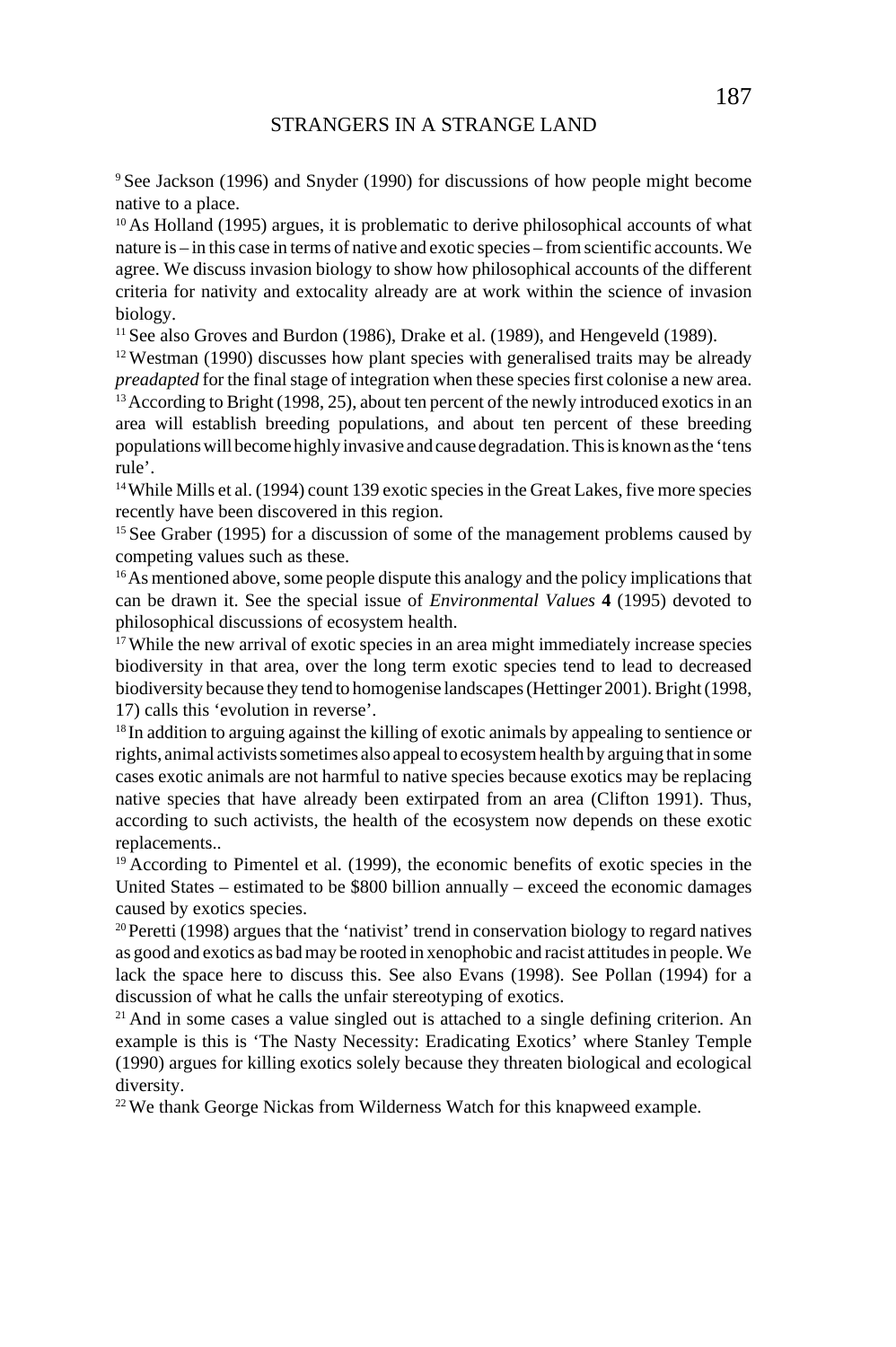[9] See Jackson (1996) and Snyder (1990) for discussions of how people might become native to a place.

[10] As Holland (1995) argues, it is problematic to derive philosophical accounts of what nature is – in this case in terms of native and exotic species – from scientific accounts. We agree. We discuss invasion biology to show how philosophical accounts of the different criteria for nativity and extocality already are at work within the science of invasion biology.

[11] See also Groves and Burdon (1986), Drake et al. (1989), and Hengeveld (1989).

[12] Westman (1990) discusses how plant species with generalised traits may be already *preadapted* for the final stage of integration when these species first colonise a new area.

[13] According to Bright (1998, 25), about ten percent of the newly introduced exotics in an area will establish breeding populations, and about ten percent of these breeding populations will become highly invasive and cause degradation. This is known as the 'tens rule'.

[14] While Mills et al. (1994) count 139 exotic species in the Great Lakes, five more species recently have been discovered in this region.

[15] See Graber (1995) for a discussion of some of the management problems caused by competing values such as these.

[16] As mentioned above, some people dispute this analogy and the policy implications that can be drawn it. See the special issue of *Environmental Values* **4** (1995) devoted to philosophical discussions of ecosystem health.

[17] While the new arrival of exotic species in an area might immediately increase species biodiversity in that area, over the long term exotic species tend to lead to decreased biodiversity because they tend to homogenise landscapes (Hettinger 2001). Bright (1998, 17) calls this 'evolution in reverse'.

[18] In addition to arguing against the killing of exotic animals by appealing to sentience or rights, animal activists sometimes also appeal to ecosystem health by arguing that in some cases exotic animals are not harmful to native species because exotics may be replacing native species that have already been extirpated from an area (Clifton 1991). Thus, according to such activists, the health of the ecosystem now depends on these exotic replacements..

[19] According to Pimentel et al. (1999), the economic benefits of exotic species in the United States – estimated to be $800 billion annually – exceed the economic damages caused by exotics species.

[20] Peretti (1998) argues that the 'nativist' trend in conservation biology to regard natives as good and exotics as bad may be rooted in xenophobic and racist attitudes in people. We lack the space here to discuss this. See also Evans (1998). See Pollan (1994) for a discussion of what he calls the unfair stereotyping of exotics.

[21] And in some cases a value singled out is attached to a single defining criterion. An example is this is 'The Nasty Necessity: Eradicating Exotics' where Stanley Temple (1990) argues for killing exotics solely because they threaten biological and ecological diversity.

[22] We thank George Nickas from Wilderness Watch for this knapweed example.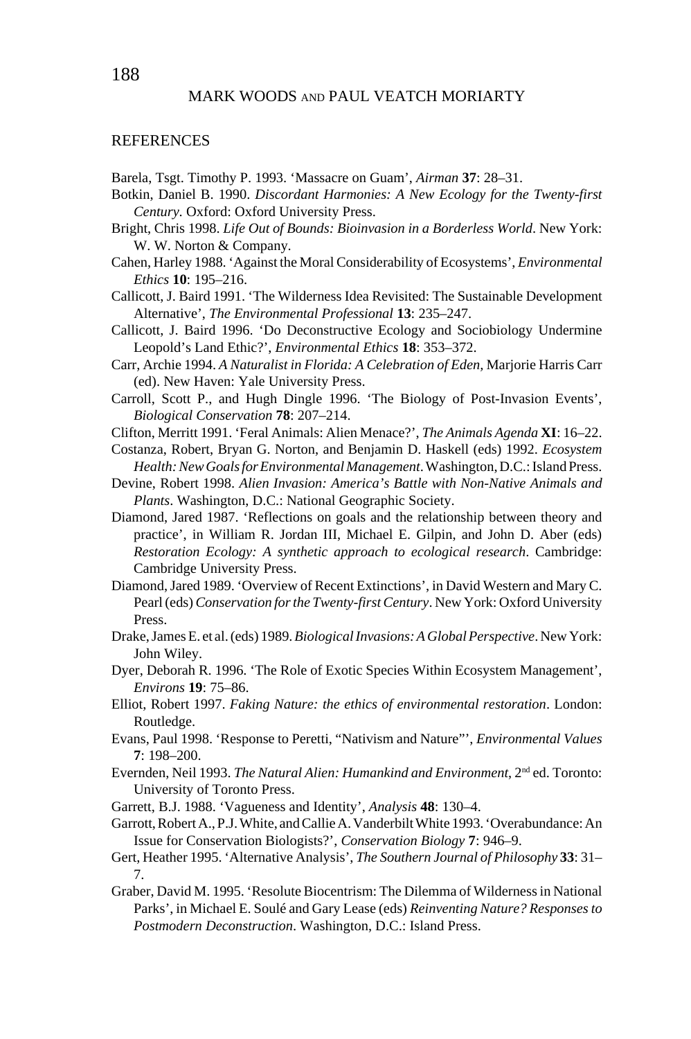## REFERENCES

Barela, Tsgt. Timothy P. 1993. 'Massacre on Guam', *Airman* **37**: 28–31.

Botkin, Daniel B. 1990. *Discordant Harmonies: A New Ecology for the Twenty-first Century*. Oxford: Oxford University Press.

Bright, Chris 1998. *Life Out of Bounds: Bioinvasion in a Borderless World*. New York: W. W. Norton & Company.

Cahen, Harley 1988. 'Against the Moral Considerability of Ecosystems', *Environmental Ethics* **10**: 195–216.

Callicott, J. Baird 1991. 'The Wilderness Idea Revisited: The Sustainable Development Alternative', *The Environmental Professional* **13**: 235–247.

Callicott, J. Baird 1996. 'Do Deconstructive Ecology and Sociobiology Undermine Leopold's Land Ethic?', *Environmental Ethics* **18**: 353–372.

Carr, Archie 1994. *A Naturalist in Florida: A Celebration of Eden,* Marjorie Harris Carr (ed). New Haven: Yale University Press.

Carroll, Scott P., and Hugh Dingle 1996. 'The Biology of Post-Invasion Events', *Biological Conservation* **78**: 207–214.

Clifton, Merritt 1991. 'Feral Animals: Alien Menace?', *The Animals Agenda* **XI**: 16–22.

Costanza, Robert, Bryan G. Norton, and Benjamin D. Haskell (eds) 1992. *Ecosystem Health: New Goals for Environmental Management*. Washington, D.C.: Island Press.

Devine, Robert 1998. *Alien Invasion: America's Battle with Non-Native Animals and Plants*. Washington, D.C.: National Geographic Society.

Diamond, Jared 1987. 'Reflections on goals and the relationship between theory and practice', in William R. Jordan III, Michael E. Gilpin, and John D. Aber (eds) *Restoration Ecology: A synthetic approach to ecological research*. Cambridge: Cambridge University Press.

Diamond, Jared 1989. 'Overview of Recent Extinctions', in David Western and Mary C. Pearl (eds) *Conservation for the Twenty-first Century*. New York: Oxford University Press.

Drake, James E. et al. (eds) 1989. *Biological Invasions: A Global Perspective*. New York: John Wiley.

Dyer, Deborah R. 1996. 'The Role of Exotic Species Within Ecosystem Management', *Environs* **19**: 75–86.

Elliot, Robert 1997. *Faking Nature: the ethics of environmental restoration*. London: Routledge.

Evans, Paul 1998. 'Response to Peretti, "Nativism and Nature"', *Environmental Values* **7**: 198–200.

Evernden, Neil 1993. *The Natural Alien: Humankind and Environment*, 2nd ed. Toronto: University of Toronto Press.

Garrett, B.J. 1988. 'Vagueness and Identity', *Analysis* **48**: 130–4.

Garrott, Robert A., P.J. White, and Callie A. Vanderbilt White 1993. 'Overabundance: An Issue for Conservation Biologists?', *Conservation Biology* **7**: 946–9.

Gert, Heather 1995. 'Alternative Analysis', *The Southern Journal of Philosophy* **33**: 31–7.

Graber, David M. 1995. 'Resolute Biocentrism: The Dilemma of Wilderness in National Parks', in Michael E. Soulé and Gary Lease (eds) *Reinventing Nature? Responses to Postmodern Deconstruction*. Washington, D.C.: Island Press.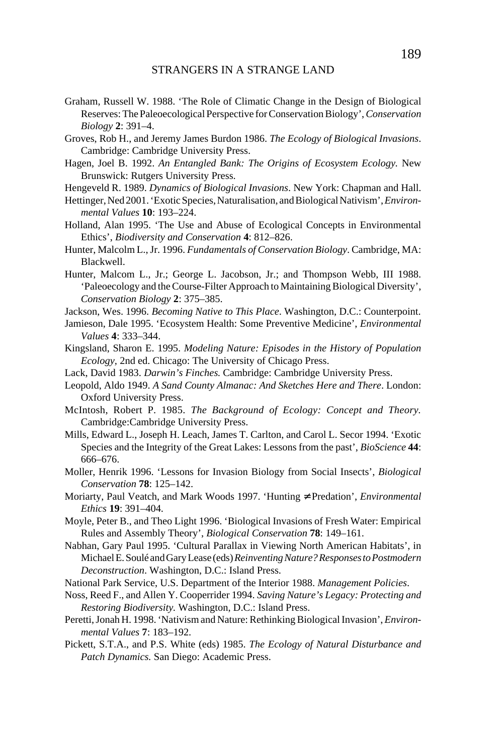Graham, Russell W. 1988. 'The Role of Climatic Change in the Design of Biological Reserves: The Paleoecological Perspective for Conservation Biology', *Conservation Biology* **2**: 391–4.

Groves, Rob H., and Jeremy James Burdon 1986. *The Ecology of Biological Invasions*. Cambridge: Cambridge University Press.

Hagen, Joel B. 1992. *An Entangled Bank: The Origins of Ecosystem Ecology.* New Brunswick: Rutgers University Press.

Hengeveld R. 1989. *Dynamics of Biological Invasions*. New York: Chapman and Hall.

Hettinger, Ned 2001. 'Exotic Species, Naturalisation, and Biological Nativism', *Environmental Values* **10**: 193–224.

Holland, Alan 1995. 'The Use and Abuse of Ecological Concepts in Environmental Ethics', *Biodiversity and Conservation* **4**: 812–826.

Hunter, Malcolm L., Jr. 1996. *Fundamentals of Conservation Biology*. Cambridge, MA: Blackwell.

Hunter, Malcom L., Jr.; George L. Jacobson, Jr.; and Thompson Webb, III 1988. 'Paleoecology and the Course-Filter Approach to Maintaining Biological Diversity', *Conservation Biology* **2**: 375–385.

Jackson, Wes. 1996. *Becoming Native to This Place*. Washington, D.C.: Counterpoint.

Jamieson, Dale 1995. 'Ecosystem Health: Some Preventive Medicine', *Environmental Values* **4**: 333–344.

Kingsland, Sharon E. 1995. *Modeling Nature: Episodes in the History of Population Ecology*, 2nd ed. Chicago: The University of Chicago Press.

Lack, David 1983. *Darwin's Finches.* Cambridge: Cambridge University Press.

Leopold, Aldo 1949. *A Sand County Almanac: And Sketches Here and There*. London: Oxford University Press.

McIntosh, Robert P. 1985. *The Background of Ecology: Concept and Theory.* Cambridge:Cambridge University Press.

Mills, Edward L., Joseph H. Leach, James T. Carlton, and Carol L. Secor 1994. 'Exotic Species and the Integrity of the Great Lakes: Lessons from the past', *BioScience* **44**: 666–676.

Moller, Henrik 1996. 'Lessons for Invasion Biology from Social Insects', *Biological Conservation* **78**: 125–142.

Moriarty, Paul Veatch, and Mark Woods 1997. 'Hunting ≠ Predation', *Environmental Ethics* **19**: 391–404.

Moyle, Peter B., and Theo Light 1996. 'Biological Invasions of Fresh Water: Empirical Rules and Assembly Theory', *Biological Conservation* **78**: 149–161.

Nabhan, Gary Paul 1995. 'Cultural Parallax in Viewing North American Habitats', in Michael E. Soulé and Gary Lease (eds) *Reinventing Nature? Responses to Postmodern Deconstruction*. Washington, D.C.: Island Press.

National Park Service, U.S. Department of the Interior 1988. *Management Policies*.

Noss, Reed F., and Allen Y. Cooperrider 1994. *Saving Nature's Legacy: Protecting and Restoring Biodiversity.* Washington, D.C.: Island Press.

Peretti, Jonah H. 1998. 'Nativism and Nature: Rethinking Biological Invasion', *Environmental Values* **7**: 183–192.

Pickett, S.T.A., and P.S. White (eds) 1985. *The Ecology of Natural Disturbance and Patch Dynamics.* San Diego: Academic Press.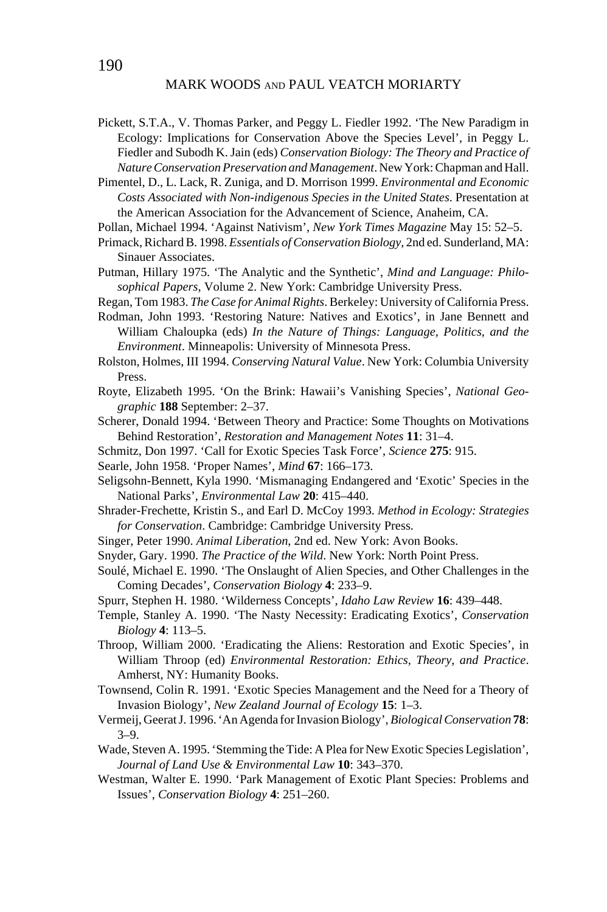Pickett, S.T.A., V. Thomas Parker, and Peggy L. Fiedler 1992. 'The New Paradigm in Ecology: Implications for Conservation Above the Species Level', in Peggy L. Fiedler and Subodh K. Jain (eds) *Conservation Biology: The Theory and Practice of Nature Conservation Preservation and Management*. New York: Chapman and Hall.

Pimentel, D., L. Lack, R. Zuniga, and D. Morrison 1999. *Environmental and Economic Costs Associated with Non-indigenous Species in the United States*. Presentation at the American Association for the Advancement of Science, Anaheim, CA.

Pollan, Michael 1994. 'Against Nativism', *New York Times Magazine* May 15: 52–5.

Primack, Richard B. 1998. *Essentials of Conservation Biology*, 2nd ed. Sunderland, MA: Sinauer Associates.

Putman, Hillary 1975. 'The Analytic and the Synthetic', *Mind and Language: Philosophical Papers*, Volume 2. New York: Cambridge University Press.

Regan, Tom 1983. *The Case for Animal Rights*. Berkeley: University of California Press.

Rodman, John 1993. 'Restoring Nature: Natives and Exotics', in Jane Bennett and William Chaloupka (eds) *In the Nature of Things: Language, Politics, and the Environment*. Minneapolis: University of Minnesota Press.

Rolston, Holmes, III 1994. *Conserving Natural Value*. New York: Columbia University Press.

Royte, Elizabeth 1995. 'On the Brink: Hawaii's Vanishing Species', *National Geographic* **188** September: 2–37.

Scherer, Donald 1994. 'Between Theory and Practice: Some Thoughts on Motivations Behind Restoration', *Restoration and Management Notes* **11**: 31–4.

Schmitz, Don 1997. 'Call for Exotic Species Task Force', *Science* **275**: 915.

Searle, John 1958. 'Proper Names', *Mind* **67**: 166–173.

Seligsohn-Bennett, Kyla 1990. 'Mismanaging Endangered and 'Exotic' Species in the National Parks', *Environmental Law* **20**: 415–440.

Shrader-Frechette, Kristin S., and Earl D. McCoy 1993. *Method in Ecology: Strategies for Conservation*. Cambridge: Cambridge University Press.

Singer, Peter 1990. *Animal Liberation*, 2nd ed. New York: Avon Books.

Snyder, Gary. 1990. *The Practice of the Wild*. New York: North Point Press.

Soulé, Michael E. 1990. 'The Onslaught of Alien Species, and Other Challenges in the Coming Decades', *Conservation Biology* **4**: 233–9.

Spurr, Stephen H. 1980. 'Wilderness Concepts', *Idaho Law Review* **16**: 439–448.

Temple, Stanley A. 1990. 'The Nasty Necessity: Eradicating Exotics', *Conservation Biology* **4**: 113–5.

Throop, William 2000. 'Eradicating the Aliens: Restoration and Exotic Species', in William Throop (ed) *Environmental Restoration: Ethics, Theory, and Practice*. Amherst, NY: Humanity Books.

Townsend, Colin R. 1991. 'Exotic Species Management and the Need for a Theory of Invasion Biology', *New Zealand Journal of Ecology* **15**: 1–3.

Vermeij, Geerat J. 1996. 'An Agenda for Invasion Biology', *Biological Conservation* **78**: 3–9.

Wade, Steven A. 1995. 'Stemming the Tide: A Plea for New Exotic Species Legislation', *Journal of Land Use & Environmental Law* **10**: 343–370.

Westman, Walter E. 1990. 'Park Management of Exotic Plant Species: Problems and Issues', *Conservation Biology* **4**: 251–260.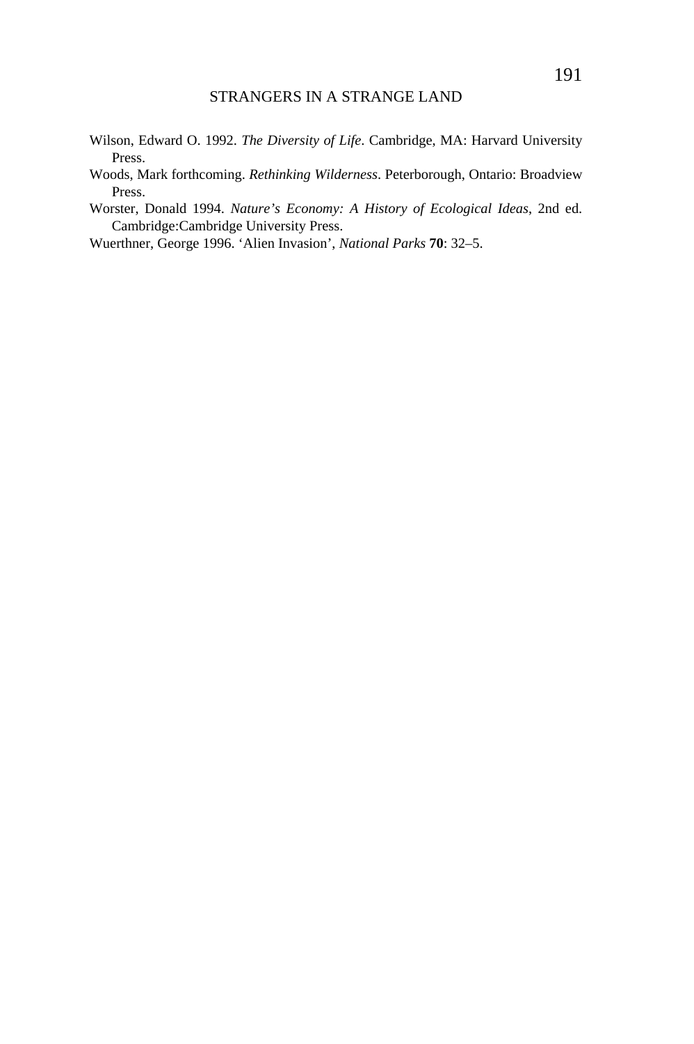Wilson, Edward O. 1992. *The Diversity of Life*. Cambridge, MA: Harvard University Press.

Woods, Mark forthcoming. *Rethinking Wilderness*. Peterborough, Ontario: Broadview Press.

Worster, Donald 1994. *Nature's Economy: A History of Ecological Ideas*, 2nd ed. Cambridge:Cambridge University Press.

Wuerthner, George 1996. 'Alien Invasion', *National Parks* **70**: 32–5.